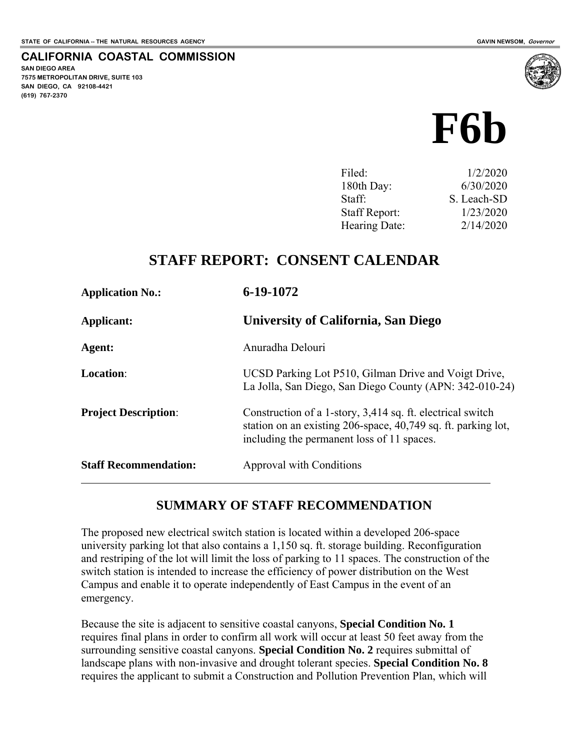STATE OF CALIFORNIA -- THE NATURAL RESOURCES AGENCY

GAVIN NEWSOM, *Governor*

**CALIFORNIA COASTAL COMMISSION**

**SAN DIEGO AREA**
**7575 METROPOLITAN DRIVE, SUITE 103**
**SAN DIEGO, CA 92108-4421**
**(619) 767-2370**

# F6b

| | |
|---|---|
| Filed: | 1/2/2020 |
| 180th Day: | 6/30/2020 |
| Staff: | S. Leach-SD |
| Staff Report: | 1/23/2020 |
| Hearing Date: | 2/14/2020 |

## STAFF REPORT: CONSENT CALENDAR

**Application No.:** **6-19-1072**

**Applicant:** **University of California, San Diego**

**Agent:** Anuradha Delouri

**Location**: UCSD Parking Lot P510, Gilman Drive and Voigt Drive, La Jolla, San Diego, San Diego County (APN: 342-010-24)

**Project Description**: Construction of a 1-story, 3,414 sq. ft. electrical switch station on an existing 206-space, 40,749 sq. ft. parking lot, including the permanent loss of 11 spaces.

**Staff Recommendation:** Approval with Conditions

---

## SUMMARY OF STAFF RECOMMENDATION

The proposed new electrical switch station is located within a developed 206-space university parking lot that also contains a 1,150 sq. ft. storage building. Reconfiguration and restriping of the lot will limit the loss of parking to 11 spaces. The construction of the switch station is intended to increase the efficiency of power distribution on the West Campus and enable it to operate independently of East Campus in the event of an emergency.

Because the site is adjacent to sensitive coastal canyons, **Special Condition No. 1** requires final plans in order to confirm all work will occur at least 50 feet away from the surrounding sensitive coastal canyons. **Special Condition No. 2** requires submittal of landscape plans with non-invasive and drought tolerant species. **Special Condition No. 8** requires the applicant to submit a Construction and Pollution Prevention Plan, which will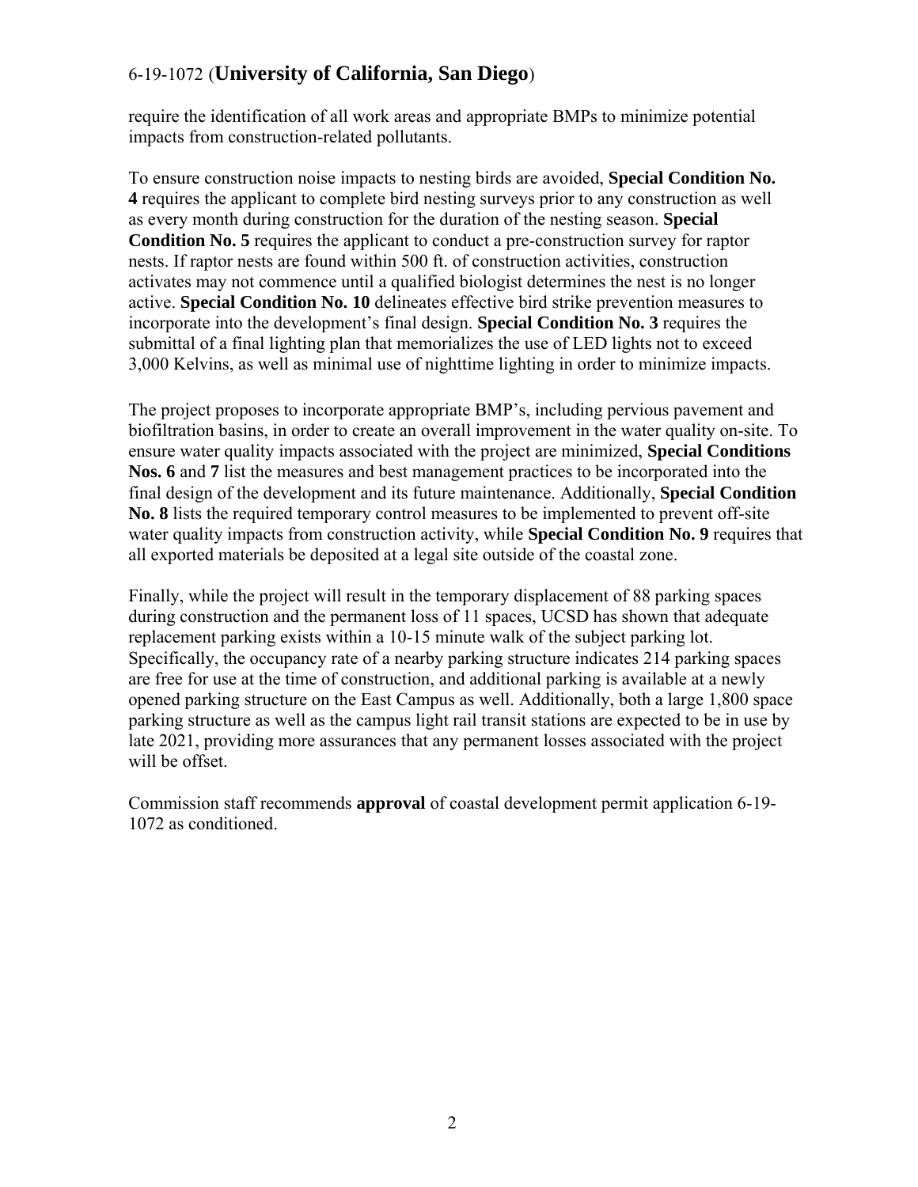require the identification of all work areas and appropriate BMPs to minimize potential impacts from construction-related pollutants.

To ensure construction noise impacts to nesting birds are avoided, **Special Condition No. 4** requires the applicant to complete bird nesting surveys prior to any construction as well as every month during construction for the duration of the nesting season. **Special Condition No. 5** requires the applicant to conduct a pre-construction survey for raptor nests. If raptor nests are found within 500 ft. of construction activities, construction activates may not commence until a qualified biologist determines the nest is no longer active. **Special Condition No. 10** delineates effective bird strike prevention measures to incorporate into the development's final design. **Special Condition No. 3** requires the submittal of a final lighting plan that memorializes the use of LED lights not to exceed 3,000 Kelvins, as well as minimal use of nighttime lighting in order to minimize impacts.

The project proposes to incorporate appropriate BMP's, including pervious pavement and biofiltration basins, in order to create an overall improvement in the water quality on-site. To ensure water quality impacts associated with the project are minimized, **Special Conditions Nos. 6** and **7** list the measures and best management practices to be incorporated into the final design of the development and its future maintenance. Additionally, **Special Condition No. 8** lists the required temporary control measures to be implemented to prevent off-site water quality impacts from construction activity, while **Special Condition No. 9** requires that all exported materials be deposited at a legal site outside of the coastal zone.

Finally, while the project will result in the temporary displacement of 88 parking spaces during construction and the permanent loss of 11 spaces, UCSD has shown that adequate replacement parking exists within a 10-15 minute walk of the subject parking lot. Specifically, the occupancy rate of a nearby parking structure indicates 214 parking spaces are free for use at the time of construction, and additional parking is available at a newly opened parking structure on the East Campus as well. Additionally, both a large 1,800 space parking structure as well as the campus light rail transit stations are expected to be in use by late 2021, providing more assurances that any permanent losses associated with the project will be offset.

Commission staff recommends **approval** of coastal development permit application 6-19-1072 as conditioned.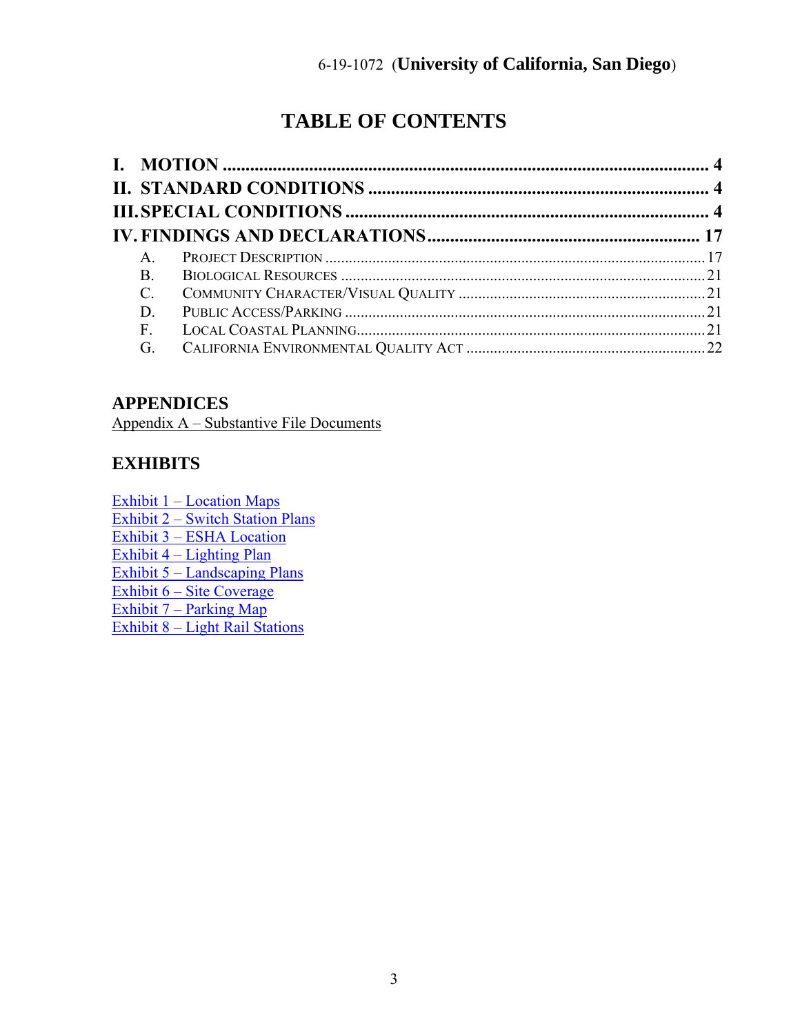# TABLE OF CONTENTS

I. MOTION ........................................................................................................... 4
II. STANDARD CONDITIONS ........................................................................... 4
III. SPECIAL CONDITIONS ............................................................................... 4
IV. FINDINGS AND DECLARATIONS ............................................................ 17
  A. PROJECT DESCRIPTION ......................................................................... 17
  B. BIOLOGICAL RESOURCES ........................................................................ 21
  C. COMMUNITY CHARACTER/VISUAL QUALITY ......................................... 21
  D. PUBLIC ACCESS/PARKING ........................................................................ 21
  F. LOCAL COASTAL PLANNING ...................................................................... 21
  G. CALIFORNIA ENVIRONMENTAL QUALITY ACT ....................................... 22

## APPENDICES

Appendix A – Substantive File Documents

## EXHIBITS

Exhibit 1 – Location Maps
Exhibit 2 – Switch Station Plans
Exhibit 3 – ESHA Location
Exhibit 4 – Lighting Plan
Exhibit 5 – Landscaping Plans
Exhibit 6 – Site Coverage
Exhibit 7 – Parking Map
Exhibit 8 – Light Rail Stations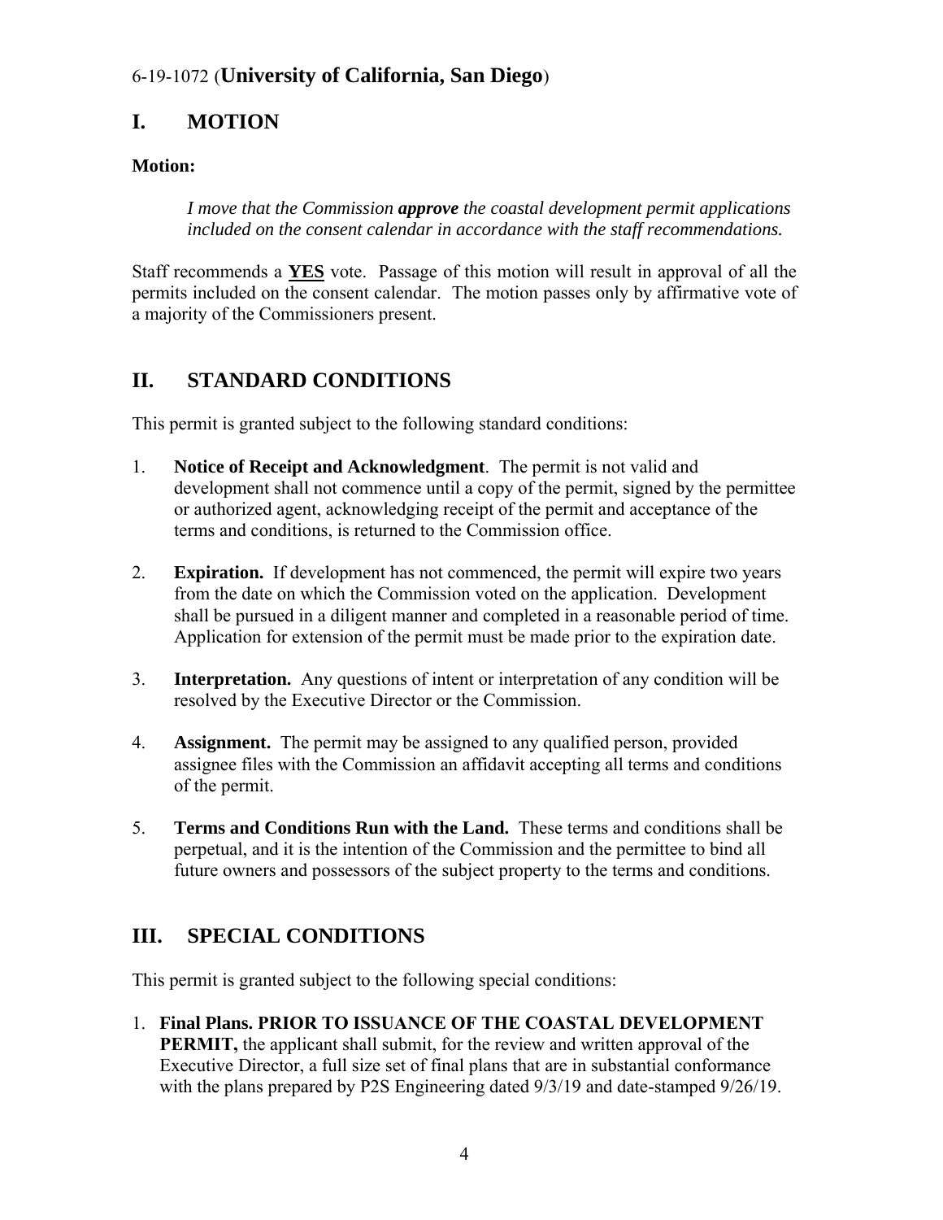6-19-1072 (**University of California, San Diego**)

# I. MOTION

**Motion:**

> *I move that the Commission **approve** the coastal development permit applications included on the consent calendar in accordance with the staff recommendations.*

Staff recommends a **YES** vote. Passage of this motion will result in approval of all the permits included on the consent calendar. The motion passes only by affirmative vote of a majority of the Commissioners present.

# II. STANDARD CONDITIONS

This permit is granted subject to the following standard conditions:

1. **Notice of Receipt and Acknowledgment**. The permit is not valid and development shall not commence until a copy of the permit, signed by the permittee or authorized agent, acknowledging receipt of the permit and acceptance of the terms and conditions, is returned to the Commission office.

2. **Expiration.** If development has not commenced, the permit will expire two years from the date on which the Commission voted on the application. Development shall be pursued in a diligent manner and completed in a reasonable period of time. Application for extension of the permit must be made prior to the expiration date.

3. **Interpretation.** Any questions of intent or interpretation of any condition will be resolved by the Executive Director or the Commission.

4. **Assignment.** The permit may be assigned to any qualified person, provided assignee files with the Commission an affidavit accepting all terms and conditions of the permit.

5. **Terms and Conditions Run with the Land.** These terms and conditions shall be perpetual, and it is the intention of the Commission and the permittee to bind all future owners and possessors of the subject property to the terms and conditions.

# III. SPECIAL CONDITIONS

This permit is granted subject to the following special conditions:

1. **Final Plans. PRIOR TO ISSUANCE OF THE COASTAL DEVELOPMENT PERMIT,** the applicant shall submit, for the review and written approval of the Executive Director, a full size set of final plans that are in substantial conformance with the plans prepared by P2S Engineering dated 9/3/19 and date-stamped 9/26/19.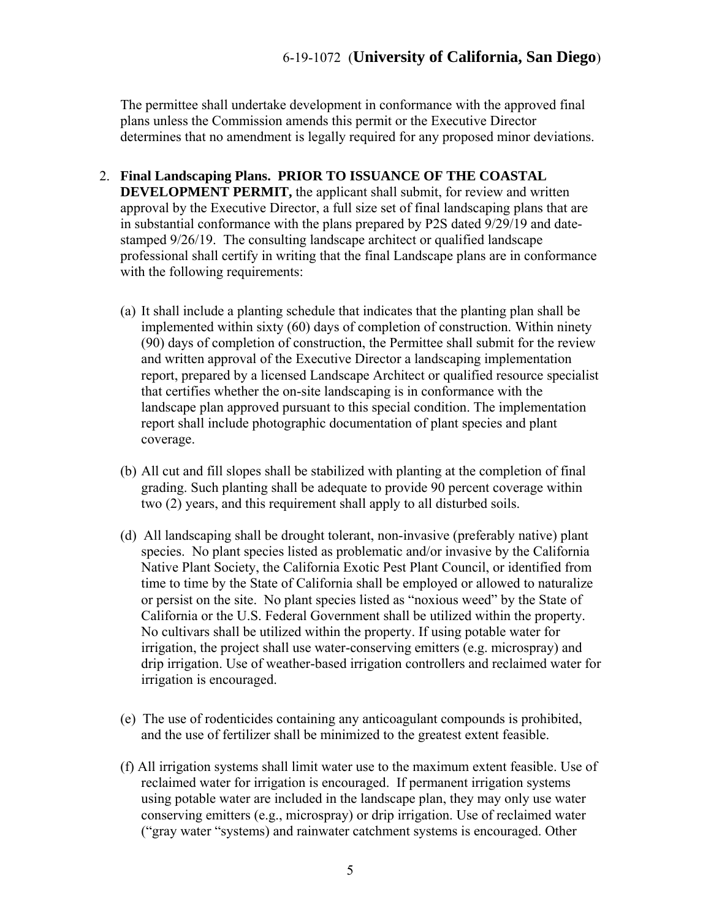The permittee shall undertake development in conformance with the approved final plans unless the Commission amends this permit or the Executive Director determines that no amendment is legally required for any proposed minor deviations.

2. **Final Landscaping Plans. PRIOR TO ISSUANCE OF THE COASTAL DEVELOPMENT PERMIT,** the applicant shall submit, for review and written approval by the Executive Director, a full size set of final landscaping plans that are in substantial conformance with the plans prepared by P2S dated 9/29/19 and date-stamped 9/26/19. The consulting landscape architect or qualified landscape professional shall certify in writing that the final Landscape plans are in conformance with the following requirements:

   (a) It shall include a planting schedule that indicates that the planting plan shall be implemented within sixty (60) days of completion of construction. Within ninety (90) days of completion of construction, the Permittee shall submit for the review and written approval of the Executive Director a landscaping implementation report, prepared by a licensed Landscape Architect or qualified resource specialist that certifies whether the on-site landscaping is in conformance with the landscape plan approved pursuant to this special condition. The implementation report shall include photographic documentation of plant species and plant coverage.

   (b) All cut and fill slopes shall be stabilized with planting at the completion of final grading. Such planting shall be adequate to provide 90 percent coverage within two (2) years, and this requirement shall apply to all disturbed soils.

   (d) All landscaping shall be drought tolerant, non-invasive (preferably native) plant species. No plant species listed as problematic and/or invasive by the California Native Plant Society, the California Exotic Pest Plant Council, or identified from time to time by the State of California shall be employed or allowed to naturalize or persist on the site. No plant species listed as "noxious weed" by the State of California or the U.S. Federal Government shall be utilized within the property. No cultivars shall be utilized within the property. If using potable water for irrigation, the project shall use water-conserving emitters (e.g. microspray) and drip irrigation. Use of weather-based irrigation controllers and reclaimed water for irrigation is encouraged.

   (e) The use of rodenticides containing any anticoagulant compounds is prohibited, and the use of fertilizer shall be minimized to the greatest extent feasible.

   (f) All irrigation systems shall limit water use to the maximum extent feasible. Use of reclaimed water for irrigation is encouraged. If permanent irrigation systems using potable water are included in the landscape plan, they may only use water conserving emitters (e.g., microspray) or drip irrigation. Use of reclaimed water ("gray water "systems) and rainwater catchment systems is encouraged. Other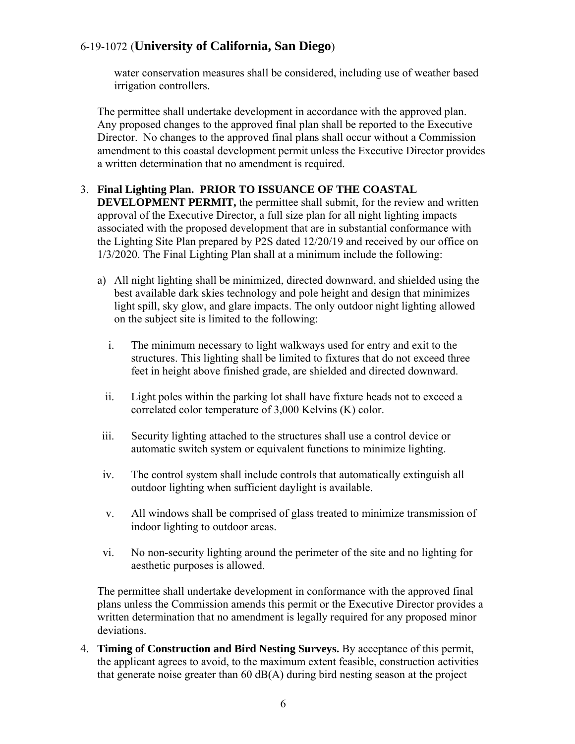water conservation measures shall be considered, including use of weather based irrigation controllers.

The permittee shall undertake development in accordance with the approved plan. Any proposed changes to the approved final plan shall be reported to the Executive Director. No changes to the approved final plans shall occur without a Commission amendment to this coastal development permit unless the Executive Director provides a written determination that no amendment is required.

3. **Final Lighting Plan. PRIOR TO ISSUANCE OF THE COASTAL DEVELOPMENT PERMIT,** the permittee shall submit, for the review and written approval of the Executive Director, a full size plan for all night lighting impacts associated with the proposed development that are in substantial conformance with the Lighting Site Plan prepared by P2S dated 12/20/19 and received by our office on 1/3/2020. The Final Lighting Plan shall at a minimum include the following:

   a) All night lighting shall be minimized, directed downward, and shielded using the best available dark skies technology and pole height and design that minimizes light spill, sky glow, and glare impacts. The only outdoor night lighting allowed on the subject site is limited to the following:

      i. The minimum necessary to light walkways used for entry and exit to the structures. This lighting shall be limited to fixtures that do not exceed three feet in height above finished grade, are shielded and directed downward.

      ii. Light poles within the parking lot shall have fixture heads not to exceed a correlated color temperature of 3,000 Kelvins (K) color.

      iii. Security lighting attached to the structures shall use a control device or automatic switch system or equivalent functions to minimize lighting.

      iv. The control system shall include controls that automatically extinguish all outdoor lighting when sufficient daylight is available.

      v. All windows shall be comprised of glass treated to minimize transmission of indoor lighting to outdoor areas.

      vi. No non-security lighting around the perimeter of the site and no lighting for aesthetic purposes is allowed.

   The permittee shall undertake development in conformance with the approved final plans unless the Commission amends this permit or the Executive Director provides a written determination that no amendment is legally required for any proposed minor deviations.

4. **Timing of Construction and Bird Nesting Surveys.** By acceptance of this permit, the applicant agrees to avoid, to the maximum extent feasible, construction activities that generate noise greater than 60 dB(A) during bird nesting season at the project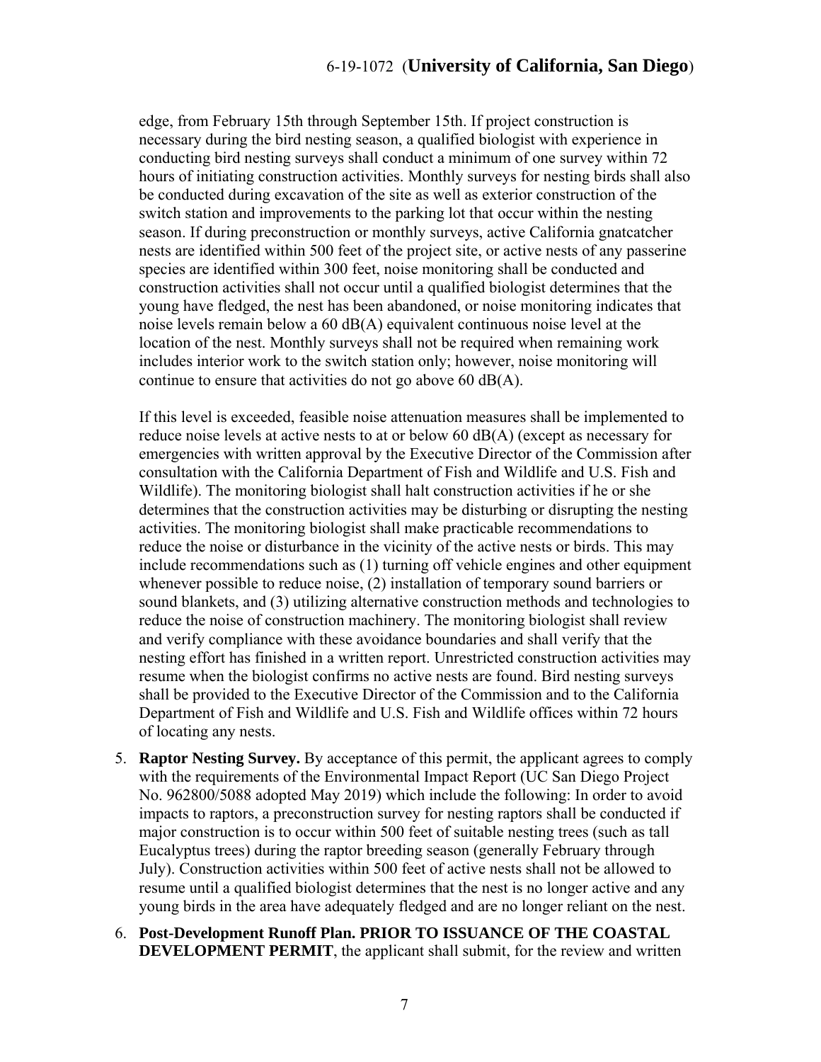edge, from February 15th through September 15th. If project construction is necessary during the bird nesting season, a qualified biologist with experience in conducting bird nesting surveys shall conduct a minimum of one survey within 72 hours of initiating construction activities. Monthly surveys for nesting birds shall also be conducted during excavation of the site as well as exterior construction of the switch station and improvements to the parking lot that occur within the nesting season. If during preconstruction or monthly surveys, active California gnatcatcher nests are identified within 500 feet of the project site, or active nests of any passerine species are identified within 300 feet, noise monitoring shall be conducted and construction activities shall not occur until a qualified biologist determines that the young have fledged, the nest has been abandoned, or noise monitoring indicates that noise levels remain below a 60 dB(A) equivalent continuous noise level at the location of the nest. Monthly surveys shall not be required when remaining work includes interior work to the switch station only; however, noise monitoring will continue to ensure that activities do not go above 60 dB(A).

If this level is exceeded, feasible noise attenuation measures shall be implemented to reduce noise levels at active nests to at or below 60 dB(A) (except as necessary for emergencies with written approval by the Executive Director of the Commission after consultation with the California Department of Fish and Wildlife and U.S. Fish and Wildlife). The monitoring biologist shall halt construction activities if he or she determines that the construction activities may be disturbing or disrupting the nesting activities. The monitoring biologist shall make practicable recommendations to reduce the noise or disturbance in the vicinity of the active nests or birds. This may include recommendations such as (1) turning off vehicle engines and other equipment whenever possible to reduce noise, (2) installation of temporary sound barriers or sound blankets, and (3) utilizing alternative construction methods and technologies to reduce the noise of construction machinery. The monitoring biologist shall review and verify compliance with these avoidance boundaries and shall verify that the nesting effort has finished in a written report. Unrestricted construction activities may resume when the biologist confirms no active nests are found. Bird nesting surveys shall be provided to the Executive Director of the Commission and to the California Department of Fish and Wildlife and U.S. Fish and Wildlife offices within 72 hours of locating any nests.

5. **Raptor Nesting Survey.** By acceptance of this permit, the applicant agrees to comply with the requirements of the Environmental Impact Report (UC San Diego Project No. 962800/5088 adopted May 2019) which include the following: In order to avoid impacts to raptors, a preconstruction survey for nesting raptors shall be conducted if major construction is to occur within 500 feet of suitable nesting trees (such as tall Eucalyptus trees) during the raptor breeding season (generally February through July). Construction activities within 500 feet of active nests shall not be allowed to resume until a qualified biologist determines that the nest is no longer active and any young birds in the area have adequately fledged and are no longer reliant on the nest.

6. **Post-Development Runoff Plan. PRIOR TO ISSUANCE OF THE COASTAL DEVELOPMENT PERMIT**, the applicant shall submit, for the review and written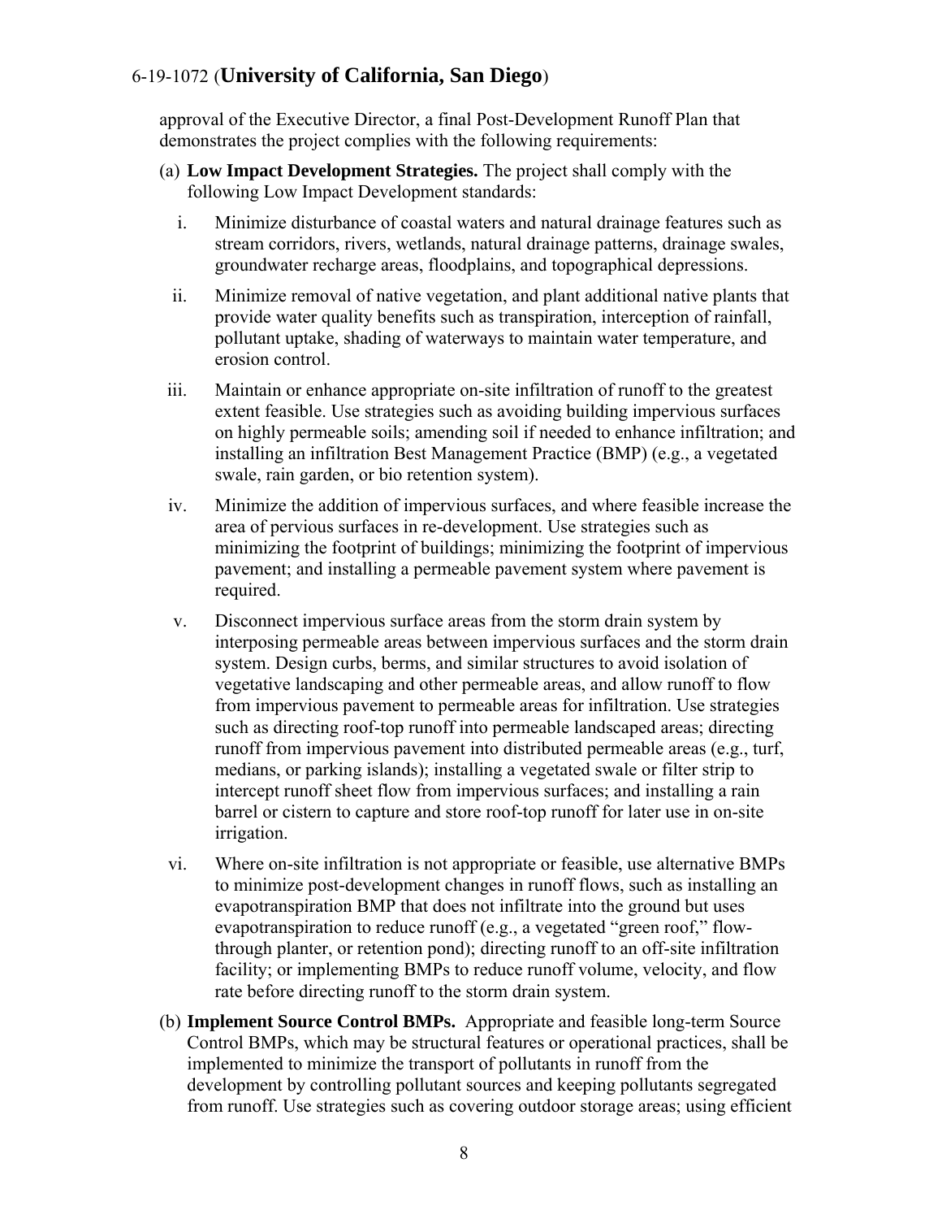approval of the Executive Director, a final Post-Development Runoff Plan that demonstrates the project complies with the following requirements:

(a) **Low Impact Development Strategies.** The project shall comply with the following Low Impact Development standards:

  i. Minimize disturbance of coastal waters and natural drainage features such as stream corridors, rivers, wetlands, natural drainage patterns, drainage swales, groundwater recharge areas, floodplains, and topographical depressions.

  ii. Minimize removal of native vegetation, and plant additional native plants that provide water quality benefits such as transpiration, interception of rainfall, pollutant uptake, shading of waterways to maintain water temperature, and erosion control.

  iii. Maintain or enhance appropriate on-site infiltration of runoff to the greatest extent feasible. Use strategies such as avoiding building impervious surfaces on highly permeable soils; amending soil if needed to enhance infiltration; and installing an infiltration Best Management Practice (BMP) (e.g., a vegetated swale, rain garden, or bio retention system).

  iv. Minimize the addition of impervious surfaces, and where feasible increase the area of pervious surfaces in re-development. Use strategies such as minimizing the footprint of buildings; minimizing the footprint of impervious pavement; and installing a permeable pavement system where pavement is required.

  v. Disconnect impervious surface areas from the storm drain system by interposing permeable areas between impervious surfaces and the storm drain system. Design curbs, berms, and similar structures to avoid isolation of vegetative landscaping and other permeable areas, and allow runoff to flow from impervious pavement to permeable areas for infiltration. Use strategies such as directing roof-top runoff into permeable landscaped areas; directing runoff from impervious pavement into distributed permeable areas (e.g., turf, medians, or parking islands); installing a vegetated swale or filter strip to intercept runoff sheet flow from impervious surfaces; and installing a rain barrel or cistern to capture and store roof-top runoff for later use in on-site irrigation.

  vi. Where on-site infiltration is not appropriate or feasible, use alternative BMPs to minimize post-development changes in runoff flows, such as installing an evapotranspiration BMP that does not infiltrate into the ground but uses evapotranspiration to reduce runoff (e.g., a vegetated "green roof," flow-through planter, or retention pond); directing runoff to an off-site infiltration facility; or implementing BMPs to reduce runoff volume, velocity, and flow rate before directing runoff to the storm drain system.

(b) **Implement Source Control BMPs.** Appropriate and feasible long-term Source Control BMPs, which may be structural features or operational practices, shall be implemented to minimize the transport of pollutants in runoff from the development by controlling pollutant sources and keeping pollutants segregated from runoff. Use strategies such as covering outdoor storage areas; using efficient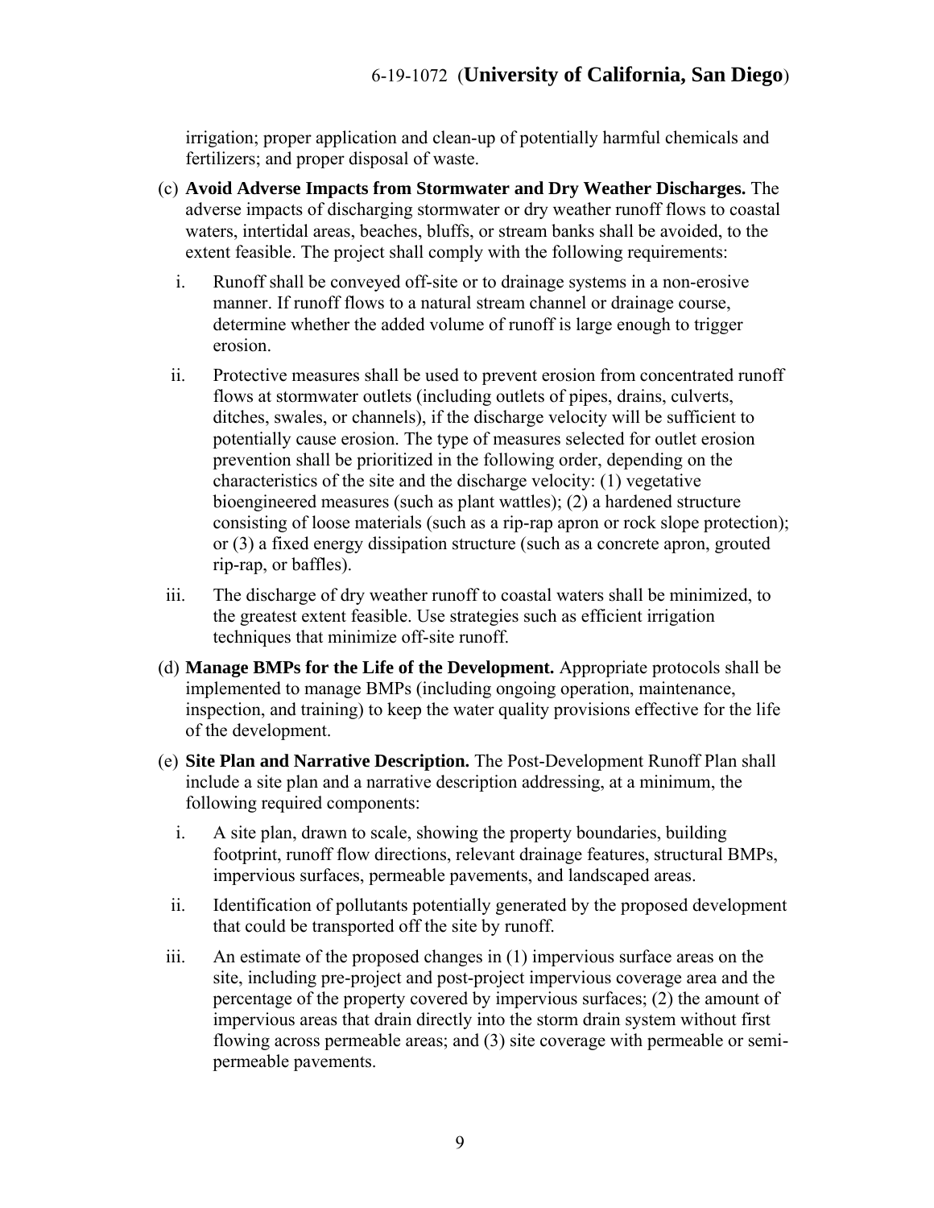irrigation; proper application and clean-up of potentially harmful chemicals and fertilizers; and proper disposal of waste.

(c) **Avoid Adverse Impacts from Stormwater and Dry Weather Discharges.** The adverse impacts of discharging stormwater or dry weather runoff flows to coastal waters, intertidal areas, beaches, bluffs, or stream banks shall be avoided, to the extent feasible. The project shall comply with the following requirements:

   i. Runoff shall be conveyed off-site or to drainage systems in a non-erosive manner. If runoff flows to a natural stream channel or drainage course, determine whether the added volume of runoff is large enough to trigger erosion.

   ii. Protective measures shall be used to prevent erosion from concentrated runoff flows at stormwater outlets (including outlets of pipes, drains, culverts, ditches, swales, or channels), if the discharge velocity will be sufficient to potentially cause erosion. The type of measures selected for outlet erosion prevention shall be prioritized in the following order, depending on the characteristics of the site and the discharge velocity: (1) vegetative bioengineered measures (such as plant wattles); (2) a hardened structure consisting of loose materials (such as a rip-rap apron or rock slope protection); or (3) a fixed energy dissipation structure (such as a concrete apron, grouted rip-rap, or baffles).

   iii. The discharge of dry weather runoff to coastal waters shall be minimized, to the greatest extent feasible. Use strategies such as efficient irrigation techniques that minimize off-site runoff.

(d) **Manage BMPs for the Life of the Development.** Appropriate protocols shall be implemented to manage BMPs (including ongoing operation, maintenance, inspection, and training) to keep the water quality provisions effective for the life of the development.

(e) **Site Plan and Narrative Description.** The Post-Development Runoff Plan shall include a site plan and a narrative description addressing, at a minimum, the following required components:

   i. A site plan, drawn to scale, showing the property boundaries, building footprint, runoff flow directions, relevant drainage features, structural BMPs, impervious surfaces, permeable pavements, and landscaped areas.

   ii. Identification of pollutants potentially generated by the proposed development that could be transported off the site by runoff.

   iii. An estimate of the proposed changes in (1) impervious surface areas on the site, including pre-project and post-project impervious coverage area and the percentage of the property covered by impervious surfaces; (2) the amount of impervious areas that drain directly into the storm drain system without first flowing across permeable areas; and (3) site coverage with permeable or semi-permeable pavements.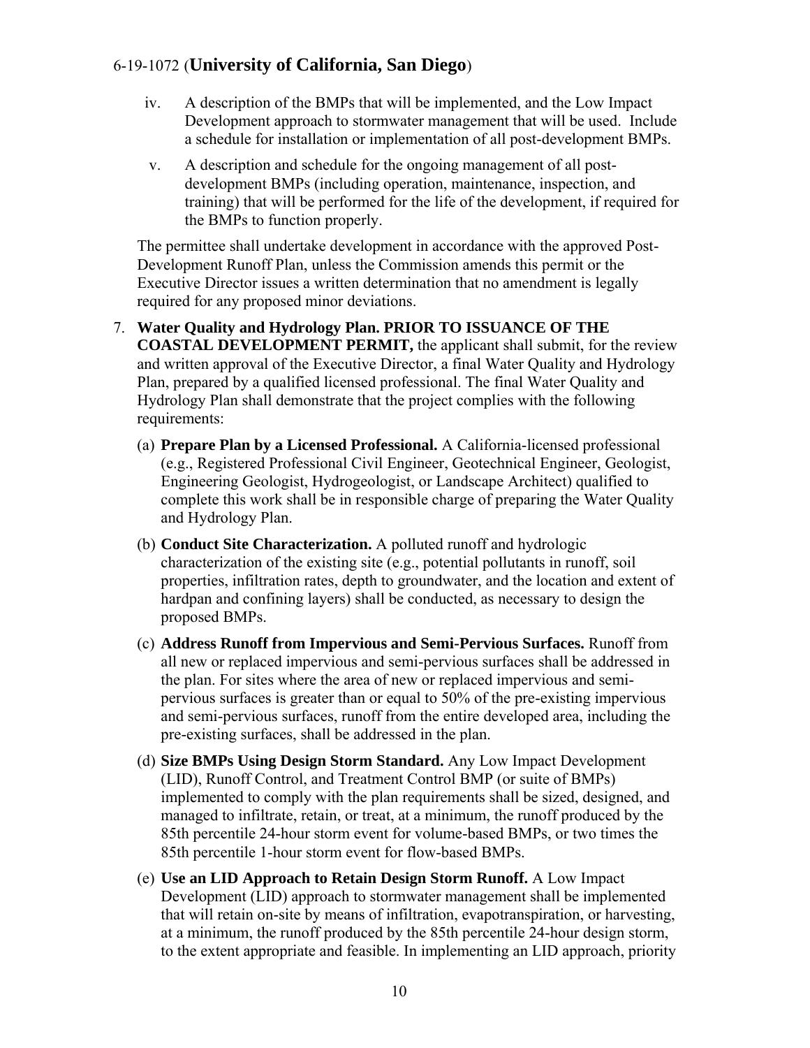iv. A description of the BMPs that will be implemented, and the Low Impact Development approach to stormwater management that will be used. Include a schedule for installation or implementation of all post-development BMPs.

v. A description and schedule for the ongoing management of all post-development BMPs (including operation, maintenance, inspection, and training) that will be performed for the life of the development, if required for the BMPs to function properly.

The permittee shall undertake development in accordance with the approved Post-Development Runoff Plan, unless the Commission amends this permit or the Executive Director issues a written determination that no amendment is legally required for any proposed minor deviations.

7. **Water Quality and Hydrology Plan. PRIOR TO ISSUANCE OF THE COASTAL DEVELOPMENT PERMIT,** the applicant shall submit, for the review and written approval of the Executive Director, a final Water Quality and Hydrology Plan, prepared by a qualified licensed professional. The final Water Quality and Hydrology Plan shall demonstrate that the project complies with the following requirements:

   (a) **Prepare Plan by a Licensed Professional.** A California-licensed professional (e.g., Registered Professional Civil Engineer, Geotechnical Engineer, Geologist, Engineering Geologist, Hydrogeologist, or Landscape Architect) qualified to complete this work shall be in responsible charge of preparing the Water Quality and Hydrology Plan.

   (b) **Conduct Site Characterization.** A polluted runoff and hydrologic characterization of the existing site (e.g., potential pollutants in runoff, soil properties, infiltration rates, depth to groundwater, and the location and extent of hardpan and confining layers) shall be conducted, as necessary to design the proposed BMPs.

   (c) **Address Runoff from Impervious and Semi-Pervious Surfaces.** Runoff from all new or replaced impervious and semi-pervious surfaces shall be addressed in the plan. For sites where the area of new or replaced impervious and semi-pervious surfaces is greater than or equal to 50% of the pre-existing impervious and semi-pervious surfaces, runoff from the entire developed area, including the pre-existing surfaces, shall be addressed in the plan.

   (d) **Size BMPs Using Design Storm Standard.** Any Low Impact Development (LID), Runoff Control, and Treatment Control BMP (or suite of BMPs) implemented to comply with the plan requirements shall be sized, designed, and managed to infiltrate, retain, or treat, at a minimum, the runoff produced by the 85th percentile 24-hour storm event for volume-based BMPs, or two times the 85th percentile 1-hour storm event for flow-based BMPs.

   (e) **Use an LID Approach to Retain Design Storm Runoff.** A Low Impact Development (LID) approach to stormwater management shall be implemented that will retain on-site by means of infiltration, evapotranspiration, or harvesting, at a minimum, the runoff produced by the 85th percentile 24-hour design storm, to the extent appropriate and feasible. In implementing an LID approach, priority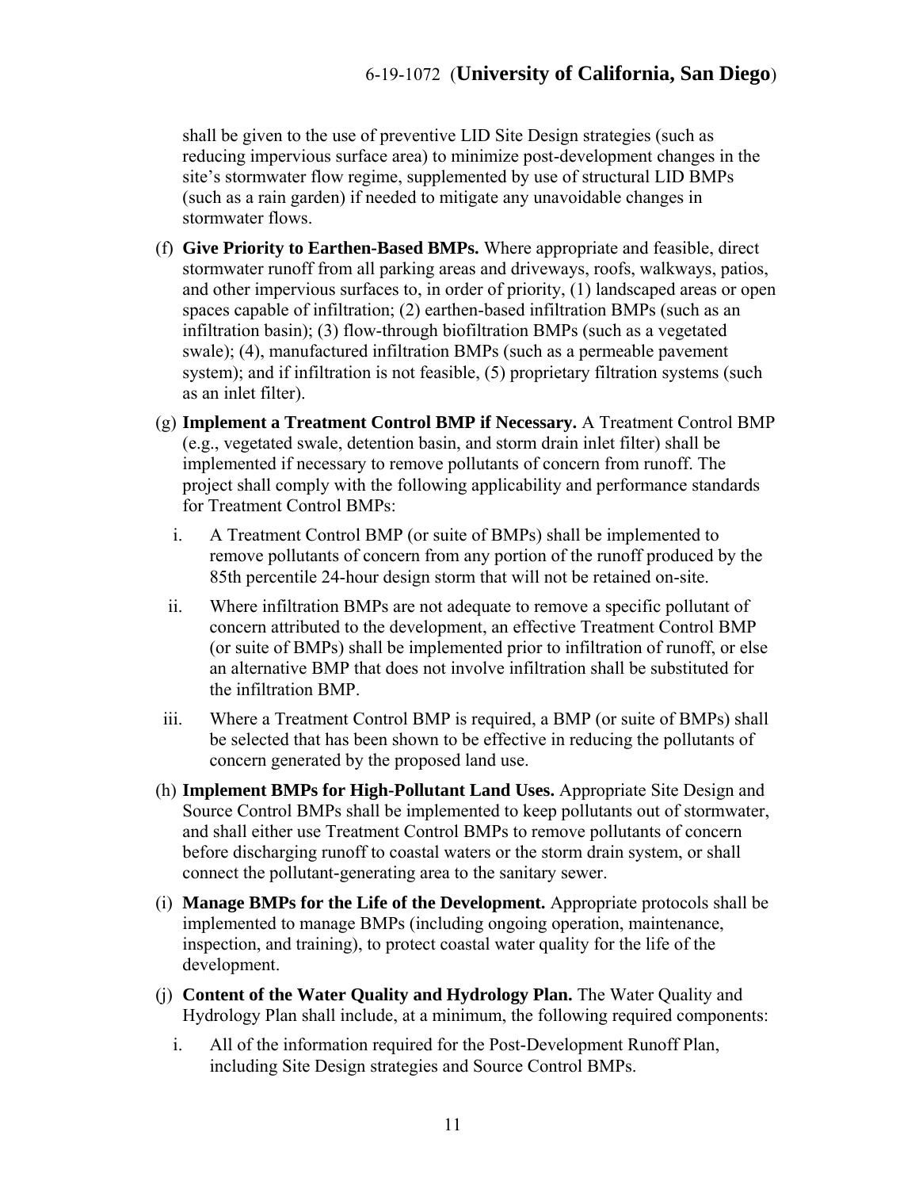shall be given to the use of preventive LID Site Design strategies (such as reducing impervious surface area) to minimize post-development changes in the site's stormwater flow regime, supplemented by use of structural LID BMPs (such as a rain garden) if needed to mitigate any unavoidable changes in stormwater flows.

(f) **Give Priority to Earthen-Based BMPs.** Where appropriate and feasible, direct stormwater runoff from all parking areas and driveways, roofs, walkways, patios, and other impervious surfaces to, in order of priority, (1) landscaped areas or open spaces capable of infiltration; (2) earthen-based infiltration BMPs (such as an infiltration basin); (3) flow-through biofiltration BMPs (such as a vegetated swale); (4), manufactured infiltration BMPs (such as a permeable pavement system); and if infiltration is not feasible, (5) proprietary filtration systems (such as an inlet filter).

(g) **Implement a Treatment Control BMP if Necessary.** A Treatment Control BMP (e.g., vegetated swale, detention basin, and storm drain inlet filter) shall be implemented if necessary to remove pollutants of concern from runoff. The project shall comply with the following applicability and performance standards for Treatment Control BMPs:

   i. A Treatment Control BMP (or suite of BMPs) shall be implemented to remove pollutants of concern from any portion of the runoff produced by the 85th percentile 24-hour design storm that will not be retained on-site.

   ii. Where infiltration BMPs are not adequate to remove a specific pollutant of concern attributed to the development, an effective Treatment Control BMP (or suite of BMPs) shall be implemented prior to infiltration of runoff, or else an alternative BMP that does not involve infiltration shall be substituted for the infiltration BMP.

   iii. Where a Treatment Control BMP is required, a BMP (or suite of BMPs) shall be selected that has been shown to be effective in reducing the pollutants of concern generated by the proposed land use.

(h) **Implement BMPs for High-Pollutant Land Uses.** Appropriate Site Design and Source Control BMPs shall be implemented to keep pollutants out of stormwater, and shall either use Treatment Control BMPs to remove pollutants of concern before discharging runoff to coastal waters or the storm drain system, or shall connect the pollutant-generating area to the sanitary sewer.

(i) **Manage BMPs for the Life of the Development.** Appropriate protocols shall be implemented to manage BMPs (including ongoing operation, maintenance, inspection, and training), to protect coastal water quality for the life of the development.

(j) **Content of the Water Quality and Hydrology Plan.** The Water Quality and Hydrology Plan shall include, at a minimum, the following required components:

   i. All of the information required for the Post-Development Runoff Plan, including Site Design strategies and Source Control BMPs.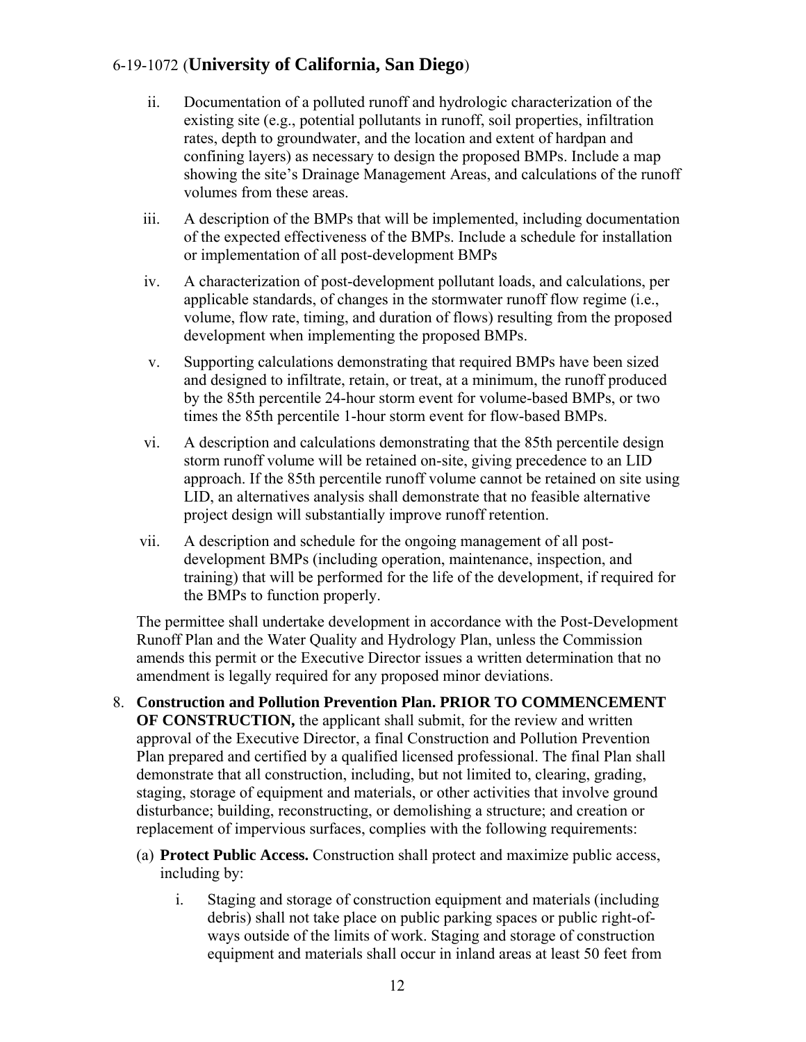ii. Documentation of a polluted runoff and hydrologic characterization of the existing site (e.g., potential pollutants in runoff, soil properties, infiltration rates, depth to groundwater, and the location and extent of hardpan and confining layers) as necessary to design the proposed BMPs. Include a map showing the site's Drainage Management Areas, and calculations of the runoff volumes from these areas.

iii. A description of the BMPs that will be implemented, including documentation of the expected effectiveness of the BMPs. Include a schedule for installation or implementation of all post-development BMPs

iv. A characterization of post-development pollutant loads, and calculations, per applicable standards, of changes in the stormwater runoff flow regime (i.e., volume, flow rate, timing, and duration of flows) resulting from the proposed development when implementing the proposed BMPs.

v. Supporting calculations demonstrating that required BMPs have been sized and designed to infiltrate, retain, or treat, at a minimum, the runoff produced by the 85th percentile 24-hour storm event for volume-based BMPs, or two times the 85th percentile 1-hour storm event for flow-based BMPs.

vi. A description and calculations demonstrating that the 85th percentile design storm runoff volume will be retained on-site, giving precedence to an LID approach. If the 85th percentile runoff volume cannot be retained on site using LID, an alternatives analysis shall demonstrate that no feasible alternative project design will substantially improve runoff retention.

vii. A description and schedule for the ongoing management of all post-development BMPs (including operation, maintenance, inspection, and training) that will be performed for the life of the development, if required for the BMPs to function properly.

The permittee shall undertake development in accordance with the Post-Development Runoff Plan and the Water Quality and Hydrology Plan, unless the Commission amends this permit or the Executive Director issues a written determination that no amendment is legally required for any proposed minor deviations.

8. **Construction and Pollution Prevention Plan. PRIOR TO COMMENCEMENT OF CONSTRUCTION,** the applicant shall submit, for the review and written approval of the Executive Director, a final Construction and Pollution Prevention Plan prepared and certified by a qualified licensed professional. The final Plan shall demonstrate that all construction, including, but not limited to, clearing, grading, staging, storage of equipment and materials, or other activities that involve ground disturbance; building, reconstructing, or demolishing a structure; and creation or replacement of impervious surfaces, complies with the following requirements:

   (a) **Protect Public Access.** Construction shall protect and maximize public access, including by:

      i. Staging and storage of construction equipment and materials (including debris) shall not take place on public parking spaces or public right-of-ways outside of the limits of work. Staging and storage of construction equipment and materials shall occur in inland areas at least 50 feet from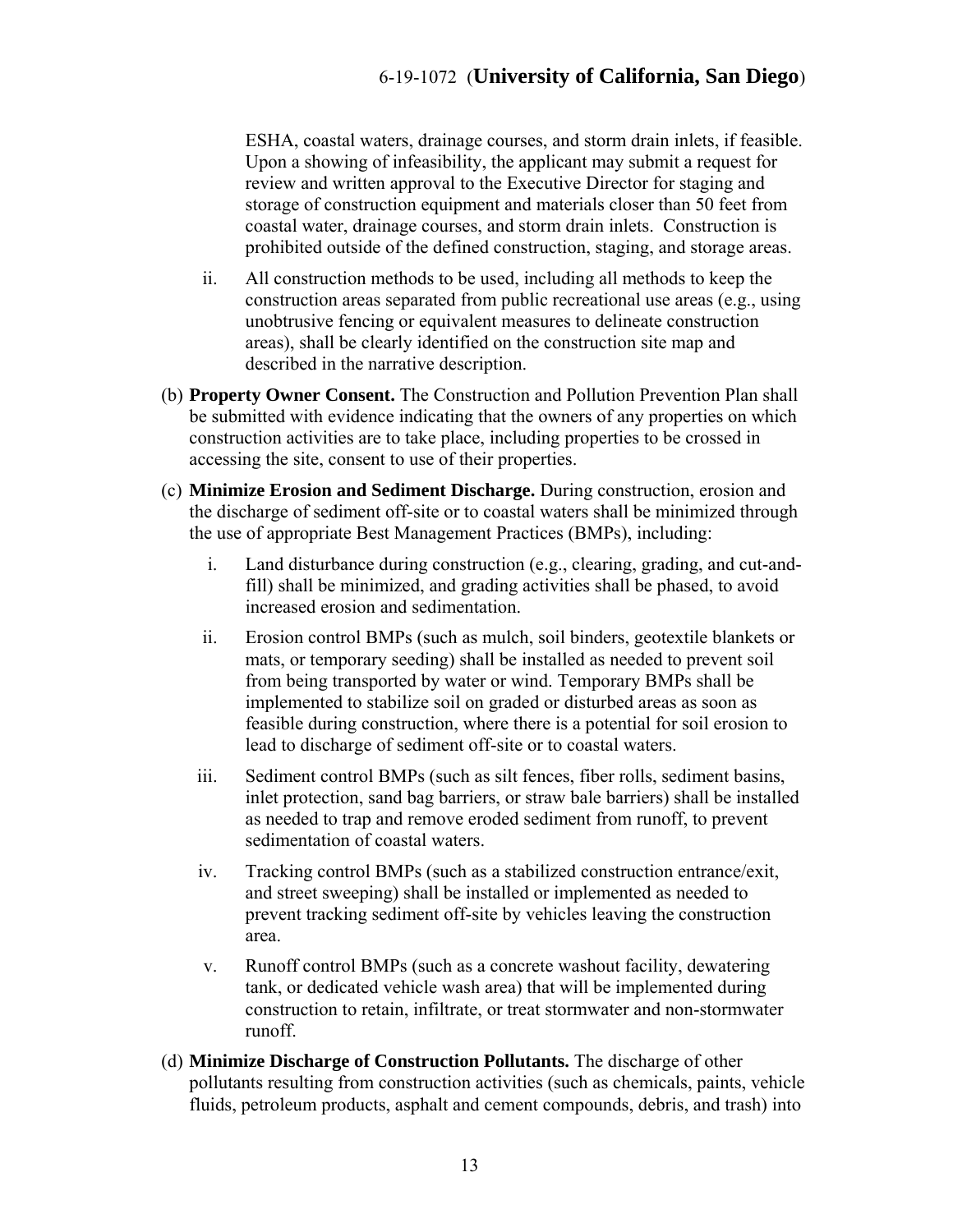ESHA, coastal waters, drainage courses, and storm drain inlets, if feasible. Upon a showing of infeasibility, the applicant may submit a request for review and written approval to the Executive Director for staging and storage of construction equipment and materials closer than 50 feet from coastal water, drainage courses, and storm drain inlets. Construction is prohibited outside of the defined construction, staging, and storage areas.

ii. All construction methods to be used, including all methods to keep the construction areas separated from public recreational use areas (e.g., using unobtrusive fencing or equivalent measures to delineate construction areas), shall be clearly identified on the construction site map and described in the narrative description.

(b) **Property Owner Consent.** The Construction and Pollution Prevention Plan shall be submitted with evidence indicating that the owners of any properties on which construction activities are to take place, including properties to be crossed in accessing the site, consent to use of their properties.

(c) **Minimize Erosion and Sediment Discharge.** During construction, erosion and the discharge of sediment off-site or to coastal waters shall be minimized through the use of appropriate Best Management Practices (BMPs), including:

i. Land disturbance during construction (e.g., clearing, grading, and cut-and-fill) shall be minimized, and grading activities shall be phased, to avoid increased erosion and sedimentation.

ii. Erosion control BMPs (such as mulch, soil binders, geotextile blankets or mats, or temporary seeding) shall be installed as needed to prevent soil from being transported by water or wind. Temporary BMPs shall be implemented to stabilize soil on graded or disturbed areas as soon as feasible during construction, where there is a potential for soil erosion to lead to discharge of sediment off-site or to coastal waters.

iii. Sediment control BMPs (such as silt fences, fiber rolls, sediment basins, inlet protection, sand bag barriers, or straw bale barriers) shall be installed as needed to trap and remove eroded sediment from runoff, to prevent sedimentation of coastal waters.

iv. Tracking control BMPs (such as a stabilized construction entrance/exit, and street sweeping) shall be installed or implemented as needed to prevent tracking sediment off-site by vehicles leaving the construction area.

v. Runoff control BMPs (such as a concrete washout facility, dewatering tank, or dedicated vehicle wash area) that will be implemented during construction to retain, infiltrate, or treat stormwater and non-stormwater runoff.

(d) **Minimize Discharge of Construction Pollutants.** The discharge of other pollutants resulting from construction activities (such as chemicals, paints, vehicle fluids, petroleum products, asphalt and cement compounds, debris, and trash) into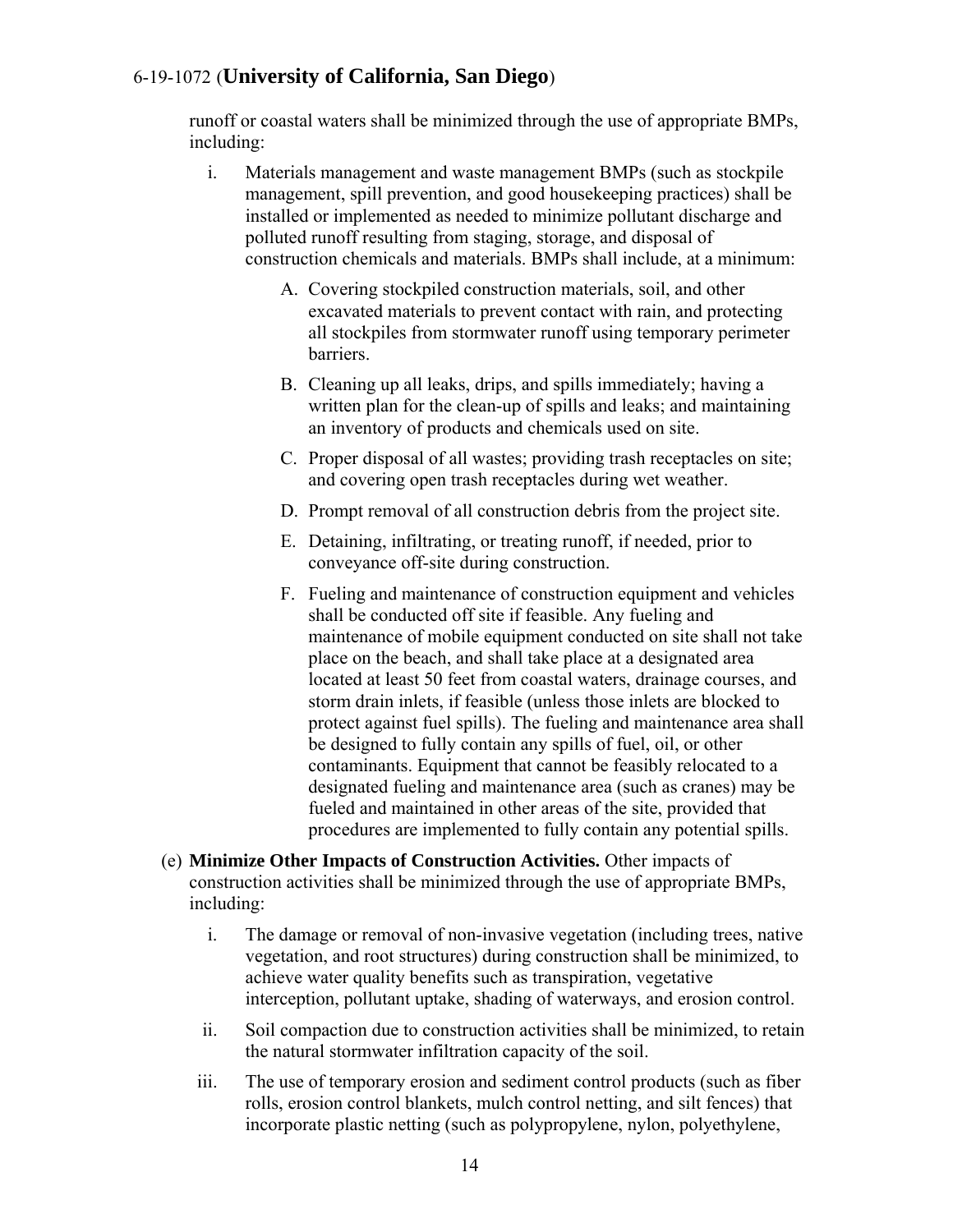runoff or coastal waters shall be minimized through the use of appropriate BMPs, including:

i. Materials management and waste management BMPs (such as stockpile management, spill prevention, and good housekeeping practices) shall be installed or implemented as needed to minimize pollutant discharge and polluted runoff resulting from staging, storage, and disposal of construction chemicals and materials. BMPs shall include, at a minimum:

   A. Covering stockpiled construction materials, soil, and other excavated materials to prevent contact with rain, and protecting all stockpiles from stormwater runoff using temporary perimeter barriers.

   B. Cleaning up all leaks, drips, and spills immediately; having a written plan for the clean-up of spills and leaks; and maintaining an inventory of products and chemicals used on site.

   C. Proper disposal of all wastes; providing trash receptacles on site; and covering open trash receptacles during wet weather.

   D. Prompt removal of all construction debris from the project site.

   E. Detaining, infiltrating, or treating runoff, if needed, prior to conveyance off-site during construction.

   F. Fueling and maintenance of construction equipment and vehicles shall be conducted off site if feasible. Any fueling and maintenance of mobile equipment conducted on site shall not take place on the beach, and shall take place at a designated area located at least 50 feet from coastal waters, drainage courses, and storm drain inlets, if feasible (unless those inlets are blocked to protect against fuel spills). The fueling and maintenance area shall be designed to fully contain any spills of fuel, oil, or other contaminants. Equipment that cannot be feasibly relocated to a designated fueling and maintenance area (such as cranes) may be fueled and maintained in other areas of the site, provided that procedures are implemented to fully contain any potential spills.

(e) **Minimize Other Impacts of Construction Activities.** Other impacts of construction activities shall be minimized through the use of appropriate BMPs, including:

i. The damage or removal of non-invasive vegetation (including trees, native vegetation, and root structures) during construction shall be minimized, to achieve water quality benefits such as transpiration, vegetative interception, pollutant uptake, shading of waterways, and erosion control.

ii. Soil compaction due to construction activities shall be minimized, to retain the natural stormwater infiltration capacity of the soil.

iii. The use of temporary erosion and sediment control products (such as fiber rolls, erosion control blankets, mulch control netting, and silt fences) that incorporate plastic netting (such as polypropylene, nylon, polyethylene,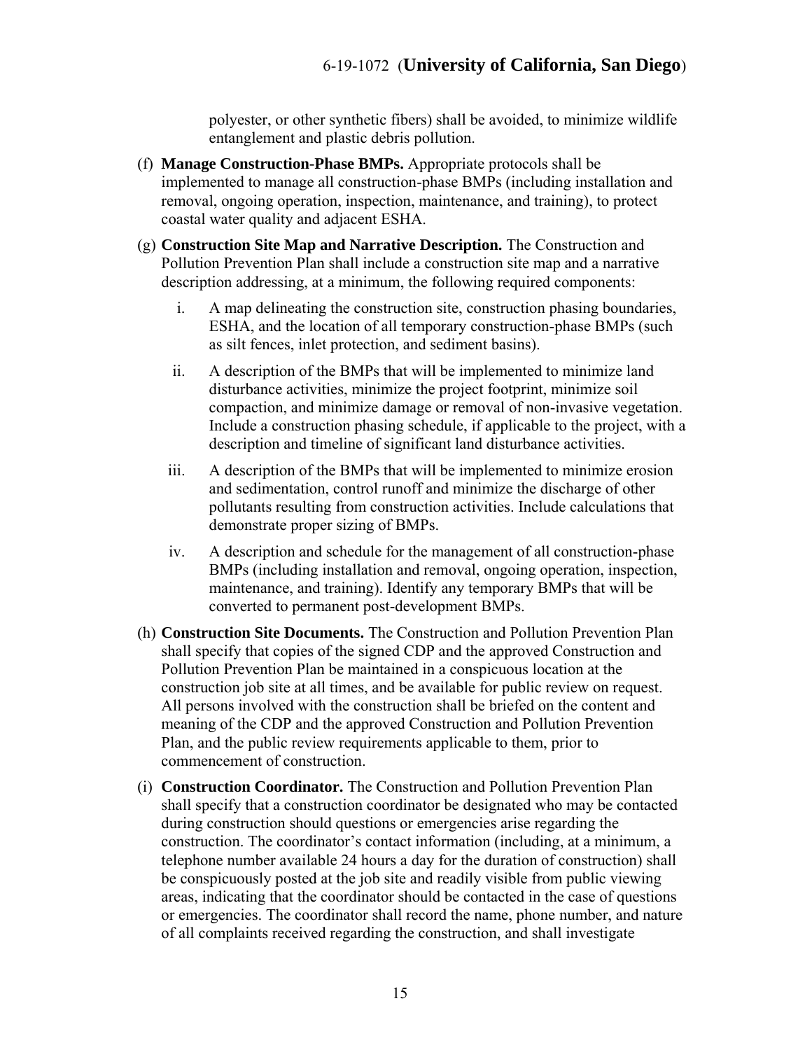polyester, or other synthetic fibers) shall be avoided, to minimize wildlife entanglement and plastic debris pollution.

(f) **Manage Construction-Phase BMPs.** Appropriate protocols shall be implemented to manage all construction-phase BMPs (including installation and removal, ongoing operation, inspection, maintenance, and training), to protect coastal water quality and adjacent ESHA.

(g) **Construction Site Map and Narrative Description.** The Construction and Pollution Prevention Plan shall include a construction site map and a narrative description addressing, at a minimum, the following required components:

   i. A map delineating the construction site, construction phasing boundaries, ESHA, and the location of all temporary construction-phase BMPs (such as silt fences, inlet protection, and sediment basins).

   ii. A description of the BMPs that will be implemented to minimize land disturbance activities, minimize the project footprint, minimize soil compaction, and minimize damage or removal of non-invasive vegetation. Include a construction phasing schedule, if applicable to the project, with a description and timeline of significant land disturbance activities.

   iii. A description of the BMPs that will be implemented to minimize erosion and sedimentation, control runoff and minimize the discharge of other pollutants resulting from construction activities. Include calculations that demonstrate proper sizing of BMPs.

   iv. A description and schedule for the management of all construction-phase BMPs (including installation and removal, ongoing operation, inspection, maintenance, and training). Identify any temporary BMPs that will be converted to permanent post-development BMPs.

(h) **Construction Site Documents.** The Construction and Pollution Prevention Plan shall specify that copies of the signed CDP and the approved Construction and Pollution Prevention Plan be maintained in a conspicuous location at the construction job site at all times, and be available for public review on request. All persons involved with the construction shall be briefed on the content and meaning of the CDP and the approved Construction and Pollution Prevention Plan, and the public review requirements applicable to them, prior to commencement of construction.

(i) **Construction Coordinator.** The Construction and Pollution Prevention Plan shall specify that a construction coordinator be designated who may be contacted during construction should questions or emergencies arise regarding the construction. The coordinator's contact information (including, at a minimum, a telephone number available 24 hours a day for the duration of construction) shall be conspicuously posted at the job site and readily visible from public viewing areas, indicating that the coordinator should be contacted in the case of questions or emergencies. The coordinator shall record the name, phone number, and nature of all complaints received regarding the construction, and shall investigate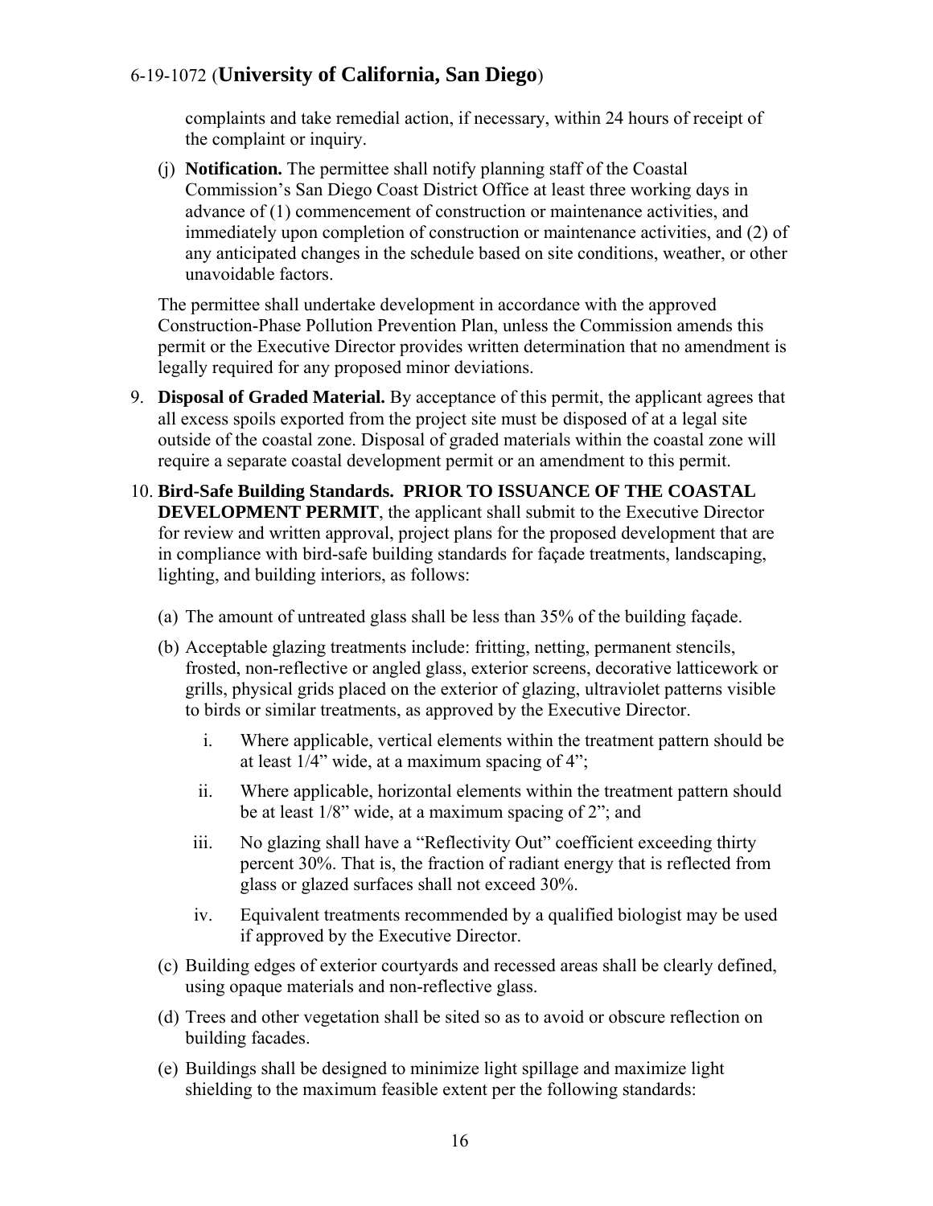complaints and take remedial action, if necessary, within 24 hours of receipt of the complaint or inquiry.

(j) **Notification.** The permittee shall notify planning staff of the Coastal Commission's San Diego Coast District Office at least three working days in advance of (1) commencement of construction or maintenance activities, and immediately upon completion of construction or maintenance activities, and (2) of any anticipated changes in the schedule based on site conditions, weather, or other unavoidable factors.

The permittee shall undertake development in accordance with the approved Construction-Phase Pollution Prevention Plan, unless the Commission amends this permit or the Executive Director provides written determination that no amendment is legally required for any proposed minor deviations.

9. **Disposal of Graded Material.** By acceptance of this permit, the applicant agrees that all excess spoils exported from the project site must be disposed of at a legal site outside of the coastal zone. Disposal of graded materials within the coastal zone will require a separate coastal development permit or an amendment to this permit.

10. **Bird-Safe Building Standards. PRIOR TO ISSUANCE OF THE COASTAL DEVELOPMENT PERMIT**, the applicant shall submit to the Executive Director for review and written approval, project plans for the proposed development that are in compliance with bird-safe building standards for façade treatments, landscaping, lighting, and building interiors, as follows:

    (a) The amount of untreated glass shall be less than 35% of the building façade.

    (b) Acceptable glazing treatments include: fritting, netting, permanent stencils, frosted, non-reflective or angled glass, exterior screens, decorative latticework or grills, physical grids placed on the exterior of glazing, ultraviolet patterns visible to birds or similar treatments, as approved by the Executive Director.

    i. Where applicable, vertical elements within the treatment pattern should be at least 1/4" wide, at a maximum spacing of 4";

    ii. Where applicable, horizontal elements within the treatment pattern should be at least 1/8" wide, at a maximum spacing of 2"; and

    iii. No glazing shall have a "Reflectivity Out" coefficient exceeding thirty percent 30%. That is, the fraction of radiant energy that is reflected from glass or glazed surfaces shall not exceed 30%.

    iv. Equivalent treatments recommended by a qualified biologist may be used if approved by the Executive Director.

    (c) Building edges of exterior courtyards and recessed areas shall be clearly defined, using opaque materials and non-reflective glass.

    (d) Trees and other vegetation shall be sited so as to avoid or obscure reflection on building facades.

    (e) Buildings shall be designed to minimize light spillage and maximize light shielding to the maximum feasible extent per the following standards: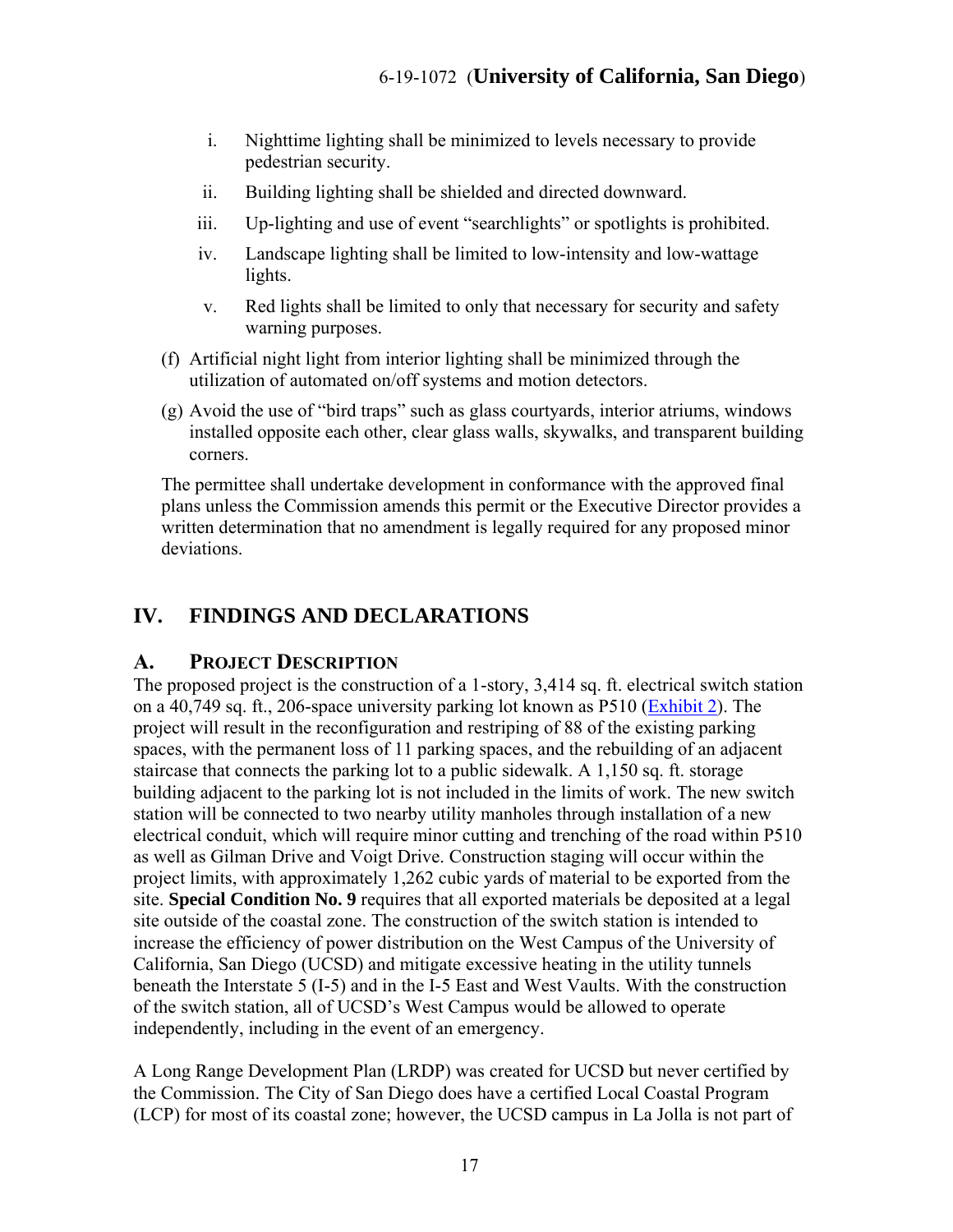i. Nighttime lighting shall be minimized to levels necessary to provide pedestrian security.

ii. Building lighting shall be shielded and directed downward.

iii. Up-lighting and use of event "searchlights" or spotlights is prohibited.

iv. Landscape lighting shall be limited to low-intensity and low-wattage lights.

v. Red lights shall be limited to only that necessary for security and safety warning purposes.

(f) Artificial night light from interior lighting shall be minimized through the utilization of automated on/off systems and motion detectors.

(g) Avoid the use of "bird traps" such as glass courtyards, interior atriums, windows installed opposite each other, clear glass walls, skywalks, and transparent building corners.

The permittee shall undertake development in conformance with the approved final plans unless the Commission amends this permit or the Executive Director provides a written determination that no amendment is legally required for any proposed minor deviations.

## IV. FINDINGS AND DECLARATIONS

### A. PROJECT DESCRIPTION

The proposed project is the construction of a 1-story, 3,414 sq. ft. electrical switch station on a 40,749 sq. ft., 206-space university parking lot known as P510 (Exhibit 2). The project will result in the reconfiguration and restriping of 88 of the existing parking spaces, with the permanent loss of 11 parking spaces, and the rebuilding of an adjacent staircase that connects the parking lot to a public sidewalk. A 1,150 sq. ft. storage building adjacent to the parking lot is not included in the limits of work. The new switch station will be connected to two nearby utility manholes through installation of a new electrical conduit, which will require minor cutting and trenching of the road within P510 as well as Gilman Drive and Voigt Drive. Construction staging will occur within the project limits, with approximately 1,262 cubic yards of material to be exported from the site. **Special Condition No. 9** requires that all exported materials be deposited at a legal site outside of the coastal zone. The construction of the switch station is intended to increase the efficiency of power distribution on the West Campus of the University of California, San Diego (UCSD) and mitigate excessive heating in the utility tunnels beneath the Interstate 5 (I-5) and in the I-5 East and West Vaults. With the construction of the switch station, all of UCSD's West Campus would be allowed to operate independently, including in the event of an emergency.

A Long Range Development Plan (LRDP) was created for UCSD but never certified by the Commission. The City of San Diego does have a certified Local Coastal Program (LCP) for most of its coastal zone; however, the UCSD campus in La Jolla is not part of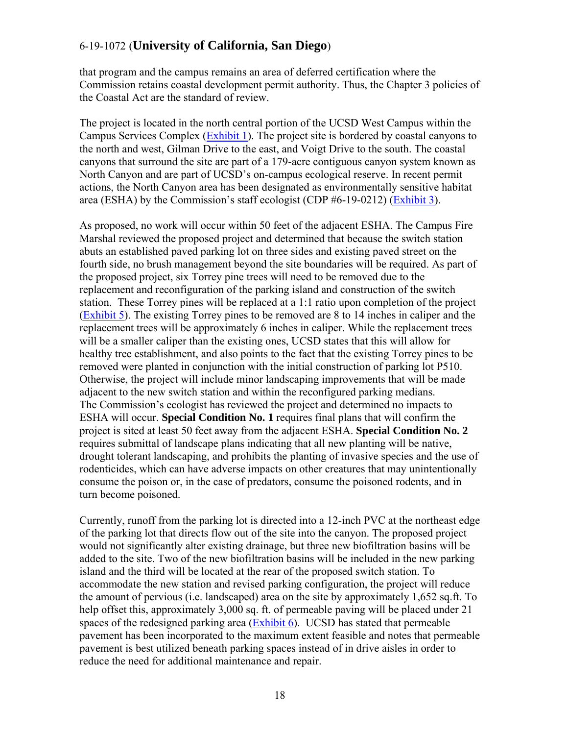that program and the campus remains an area of deferred certification where the Commission retains coastal development permit authority. Thus, the Chapter 3 policies of the Coastal Act are the standard of review.

The project is located in the north central portion of the UCSD West Campus within the Campus Services Complex (Exhibit 1). The project site is bordered by coastal canyons to the north and west, Gilman Drive to the east, and Voigt Drive to the south. The coastal canyons that surround the site are part of a 179-acre contiguous canyon system known as North Canyon and are part of UCSD's on-campus ecological reserve. In recent permit actions, the North Canyon area has been designated as environmentally sensitive habitat area (ESHA) by the Commission's staff ecologist (CDP #6-19-0212) (Exhibit 3).

As proposed, no work will occur within 50 feet of the adjacent ESHA. The Campus Fire Marshal reviewed the proposed project and determined that because the switch station abuts an established paved parking lot on three sides and existing paved street on the fourth side, no brush management beyond the site boundaries will be required. As part of the proposed project, six Torrey pine trees will need to be removed due to the replacement and reconfiguration of the parking island and construction of the switch station. These Torrey pines will be replaced at a 1:1 ratio upon completion of the project (Exhibit 5). The existing Torrey pines to be removed are 8 to 14 inches in caliper and the replacement trees will be approximately 6 inches in caliper. While the replacement trees will be a smaller caliper than the existing ones, UCSD states that this will allow for healthy tree establishment, and also points to the fact that the existing Torrey pines to be removed were planted in conjunction with the initial construction of parking lot P510. Otherwise, the project will include minor landscaping improvements that will be made adjacent to the new switch station and within the reconfigured parking medians. The Commission's ecologist has reviewed the project and determined no impacts to ESHA will occur. **Special Condition No. 1** requires final plans that will confirm the project is sited at least 50 feet away from the adjacent ESHA. **Special Condition No. 2** requires submittal of landscape plans indicating that all new planting will be native, drought tolerant landscaping, and prohibits the planting of invasive species and the use of rodenticides, which can have adverse impacts on other creatures that may unintentionally consume the poison or, in the case of predators, consume the poisoned rodents, and in turn become poisoned.

Currently, runoff from the parking lot is directed into a 12-inch PVC at the northeast edge of the parking lot that directs flow out of the site into the canyon. The proposed project would not significantly alter existing drainage, but three new biofiltration basins will be added to the site. Two of the new biofiltration basins will be included in the new parking island and the third will be located at the rear of the proposed switch station. To accommodate the new station and revised parking configuration, the project will reduce the amount of pervious (i.e. landscaped) area on the site by approximately 1,652 sq.ft. To help offset this, approximately 3,000 sq. ft. of permeable paving will be placed under 21 spaces of the redesigned parking area (Exhibit 6). UCSD has stated that permeable pavement has been incorporated to the maximum extent feasible and notes that permeable pavement is best utilized beneath parking spaces instead of in drive aisles in order to reduce the need for additional maintenance and repair.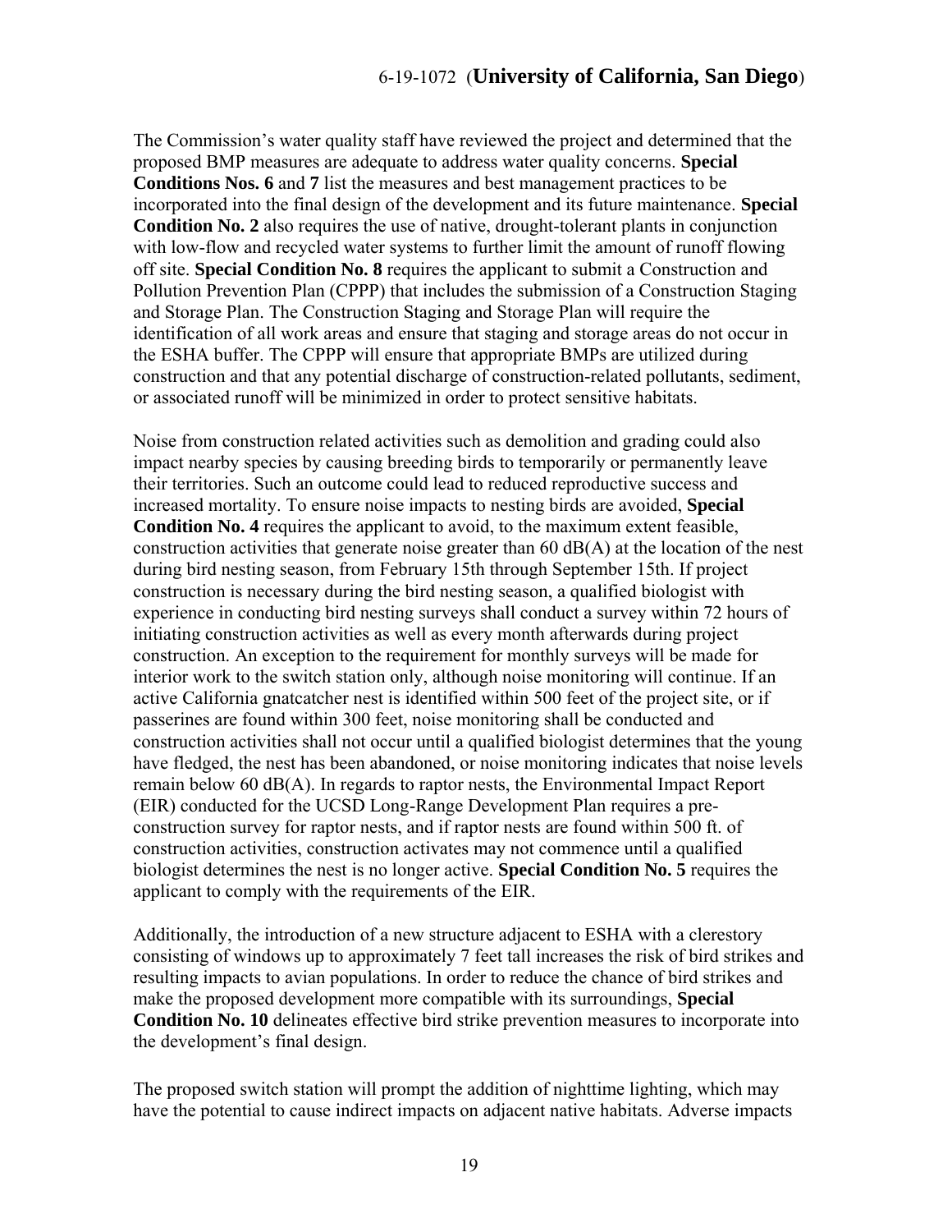The Commission's water quality staff have reviewed the project and determined that the proposed BMP measures are adequate to address water quality concerns. **Special Conditions Nos. 6** and **7** list the measures and best management practices to be incorporated into the final design of the development and its future maintenance. **Special Condition No. 2** also requires the use of native, drought-tolerant plants in conjunction with low-flow and recycled water systems to further limit the amount of runoff flowing off site. **Special Condition No. 8** requires the applicant to submit a Construction and Pollution Prevention Plan (CPPP) that includes the submission of a Construction Staging and Storage Plan. The Construction Staging and Storage Plan will require the identification of all work areas and ensure that staging and storage areas do not occur in the ESHA buffer. The CPPP will ensure that appropriate BMPs are utilized during construction and that any potential discharge of construction-related pollutants, sediment, or associated runoff will be minimized in order to protect sensitive habitats.

Noise from construction related activities such as demolition and grading could also impact nearby species by causing breeding birds to temporarily or permanently leave their territories. Such an outcome could lead to reduced reproductive success and increased mortality. To ensure noise impacts to nesting birds are avoided, **Special Condition No. 4** requires the applicant to avoid, to the maximum extent feasible, construction activities that generate noise greater than 60 dB(A) at the location of the nest during bird nesting season, from February 15th through September 15th. If project construction is necessary during the bird nesting season, a qualified biologist with experience in conducting bird nesting surveys shall conduct a survey within 72 hours of initiating construction activities as well as every month afterwards during project construction. An exception to the requirement for monthly surveys will be made for interior work to the switch station only, although noise monitoring will continue. If an active California gnatcatcher nest is identified within 500 feet of the project site, or if passerines are found within 300 feet, noise monitoring shall be conducted and construction activities shall not occur until a qualified biologist determines that the young have fledged, the nest has been abandoned, or noise monitoring indicates that noise levels remain below 60 dB(A). In regards to raptor nests, the Environmental Impact Report (EIR) conducted for the UCSD Long-Range Development Plan requires a pre-construction survey for raptor nests, and if raptor nests are found within 500 ft. of construction activities, construction activates may not commence until a qualified biologist determines the nest is no longer active. **Special Condition No. 5** requires the applicant to comply with the requirements of the EIR.

Additionally, the introduction of a new structure adjacent to ESHA with a clerestory consisting of windows up to approximately 7 feet tall increases the risk of bird strikes and resulting impacts to avian populations. In order to reduce the chance of bird strikes and make the proposed development more compatible with its surroundings, **Special Condition No. 10** delineates effective bird strike prevention measures to incorporate into the development's final design.

The proposed switch station will prompt the addition of nighttime lighting, which may have the potential to cause indirect impacts on adjacent native habitats. Adverse impacts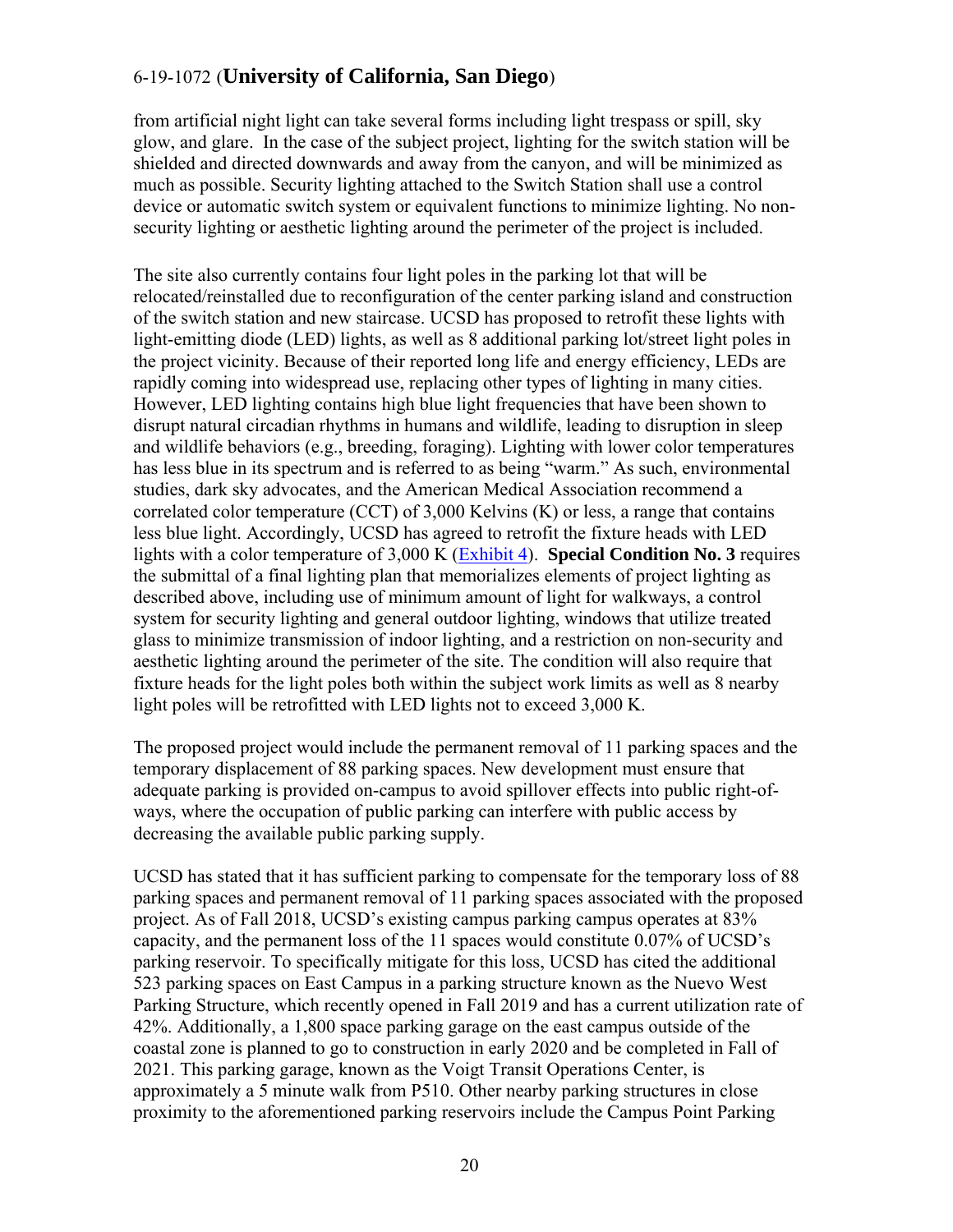from artificial night light can take several forms including light trespass or spill, sky glow, and glare. In the case of the subject project, lighting for the switch station will be shielded and directed downwards and away from the canyon, and will be minimized as much as possible. Security lighting attached to the Switch Station shall use a control device or automatic switch system or equivalent functions to minimize lighting. No non-security lighting or aesthetic lighting around the perimeter of the project is included.

The site also currently contains four light poles in the parking lot that will be relocated/reinstalled due to reconfiguration of the center parking island and construction of the switch station and new staircase. UCSD has proposed to retrofit these lights with light-emitting diode (LED) lights, as well as 8 additional parking lot/street light poles in the project vicinity. Because of their reported long life and energy efficiency, LEDs are rapidly coming into widespread use, replacing other types of lighting in many cities. However, LED lighting contains high blue light frequencies that have been shown to disrupt natural circadian rhythms in humans and wildlife, leading to disruption in sleep and wildlife behaviors (e.g., breeding, foraging). Lighting with lower color temperatures has less blue in its spectrum and is referred to as being "warm." As such, environmental studies, dark sky advocates, and the American Medical Association recommend a correlated color temperature (CCT) of 3,000 Kelvins (K) or less, a range that contains less blue light. Accordingly, UCSD has agreed to retrofit the fixture heads with LED lights with a color temperature of 3,000 K (Exhibit 4). **Special Condition No. 3** requires the submittal of a final lighting plan that memorializes elements of project lighting as described above, including use of minimum amount of light for walkways, a control system for security lighting and general outdoor lighting, windows that utilize treated glass to minimize transmission of indoor lighting, and a restriction on non-security and aesthetic lighting around the perimeter of the site. The condition will also require that fixture heads for the light poles both within the subject work limits as well as 8 nearby light poles will be retrofitted with LED lights not to exceed 3,000 K.

The proposed project would include the permanent removal of 11 parking spaces and the temporary displacement of 88 parking spaces. New development must ensure that adequate parking is provided on-campus to avoid spillover effects into public right-of-ways, where the occupation of public parking can interfere with public access by decreasing the available public parking supply.

UCSD has stated that it has sufficient parking to compensate for the temporary loss of 88 parking spaces and permanent removal of 11 parking spaces associated with the proposed project. As of Fall 2018, UCSD's existing campus parking campus operates at 83% capacity, and the permanent loss of the 11 spaces would constitute 0.07% of UCSD's parking reservoir. To specifically mitigate for this loss, UCSD has cited the additional 523 parking spaces on East Campus in a parking structure known as the Nuevo West Parking Structure, which recently opened in Fall 2019 and has a current utilization rate of 42%. Additionally, a 1,800 space parking garage on the east campus outside of the coastal zone is planned to go to construction in early 2020 and be completed in Fall of 2021. This parking garage, known as the Voigt Transit Operations Center, is approximately a 5 minute walk from P510. Other nearby parking structures in close proximity to the aforementioned parking reservoirs include the Campus Point Parking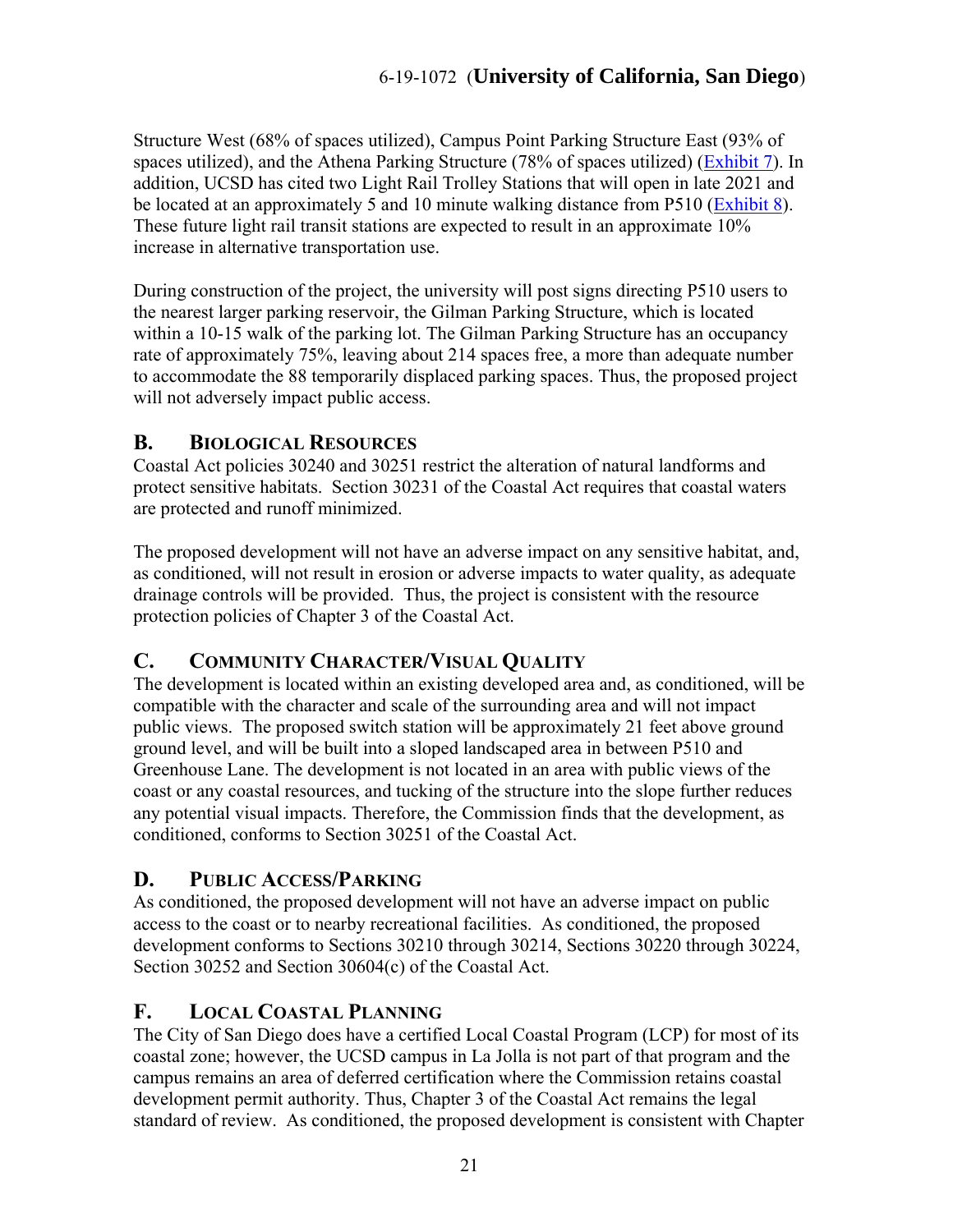Structure West (68% of spaces utilized), Campus Point Parking Structure East (93% of spaces utilized), and the Athena Parking Structure (78% of spaces utilized) (Exhibit 7). In addition, UCSD has cited two Light Rail Trolley Stations that will open in late 2021 and be located at an approximately 5 and 10 minute walking distance from P510 (Exhibit 8). These future light rail transit stations are expected to result in an approximate 10% increase in alternative transportation use.

During construction of the project, the university will post signs directing P510 users to the nearest larger parking reservoir, the Gilman Parking Structure, which is located within a 10-15 walk of the parking lot. The Gilman Parking Structure has an occupancy rate of approximately 75%, leaving about 214 spaces free, a more than adequate number to accommodate the 88 temporarily displaced parking spaces. Thus, the proposed project will not adversely impact public access.

## B. Biological Resources

Coastal Act policies 30240 and 30251 restrict the alteration of natural landforms and protect sensitive habitats. Section 30231 of the Coastal Act requires that coastal waters are protected and runoff minimized.

The proposed development will not have an adverse impact on any sensitive habitat, and, as conditioned, will not result in erosion or adverse impacts to water quality, as adequate drainage controls will be provided. Thus, the project is consistent with the resource protection policies of Chapter 3 of the Coastal Act.

## C. Community Character/Visual Quality

The development is located within an existing developed area and, as conditioned, will be compatible with the character and scale of the surrounding area and will not impact public views. The proposed switch station will be approximately 21 feet above ground ground level, and will be built into a sloped landscaped area in between P510 and Greenhouse Lane. The development is not located in an area with public views of the coast or any coastal resources, and tucking of the structure into the slope further reduces any potential visual impacts. Therefore, the Commission finds that the development, as conditioned, conforms to Section 30251 of the Coastal Act.

## D. Public Access/Parking

As conditioned, the proposed development will not have an adverse impact on public access to the coast or to nearby recreational facilities. As conditioned, the proposed development conforms to Sections 30210 through 30214, Sections 30220 through 30224, Section 30252 and Section 30604(c) of the Coastal Act.

## F. Local Coastal Planning

The City of San Diego does have a certified Local Coastal Program (LCP) for most of its coastal zone; however, the UCSD campus in La Jolla is not part of that program and the campus remains an area of deferred certification where the Commission retains coastal development permit authority. Thus, Chapter 3 of the Coastal Act remains the legal standard of review. As conditioned, the proposed development is consistent with Chapter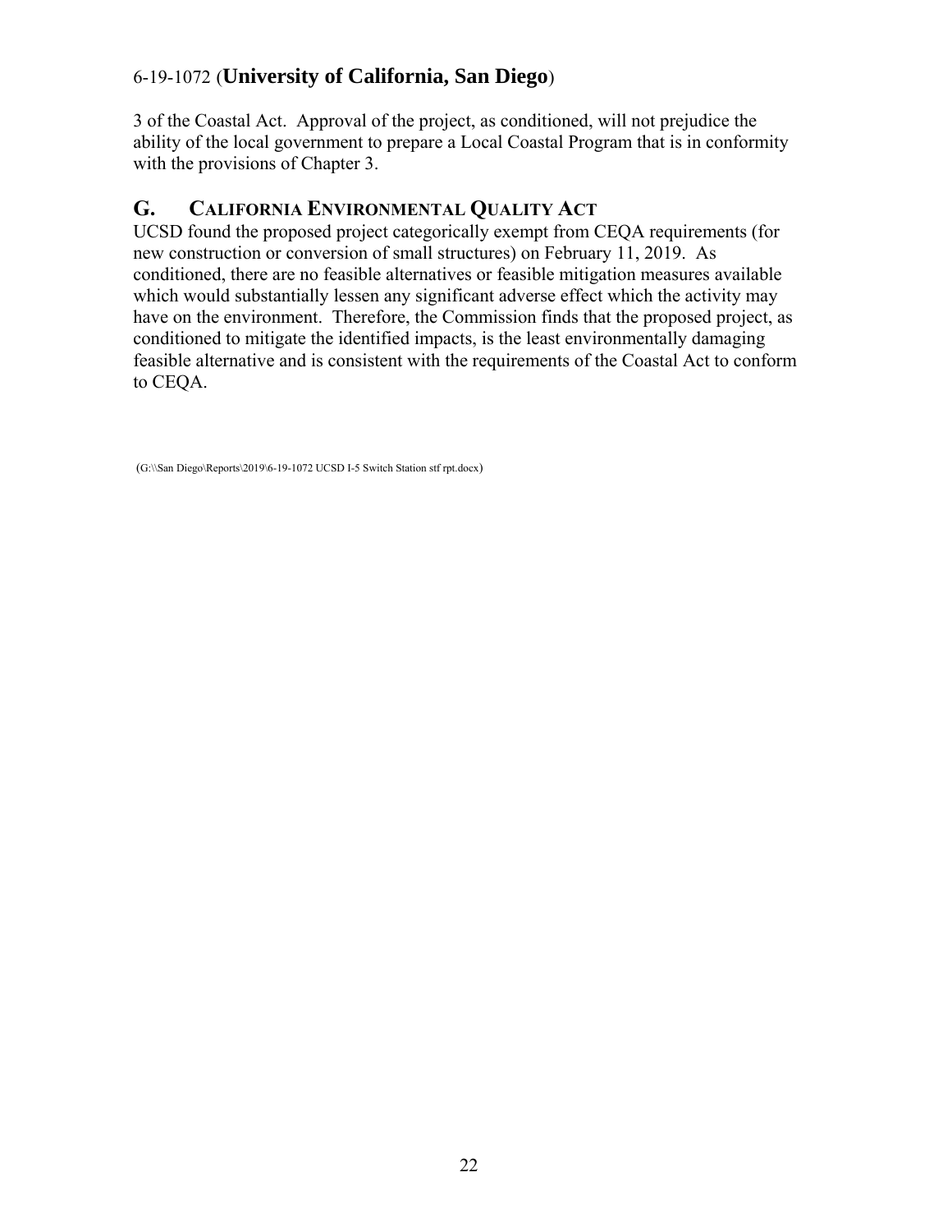3 of the Coastal Act. Approval of the project, as conditioned, will not prejudice the ability of the local government to prepare a Local Coastal Program that is in conformity with the provisions of Chapter 3.

## G. CALIFORNIA ENVIRONMENTAL QUALITY ACT

UCSD found the proposed project categorically exempt from CEQA requirements (for new construction or conversion of small structures) on February 11, 2019. As conditioned, there are no feasible alternatives or feasible mitigation measures available which would substantially lessen any significant adverse effect which the activity may have on the environment. Therefore, the Commission finds that the proposed project, as conditioned to mitigate the identified impacts, is the least environmentally damaging feasible alternative and is consistent with the requirements of the Coastal Act to conform to CEQA.

(G:\\San Diego\Reports\2019\6-19-1072 UCSD I-5 Switch Station stf rpt.docx)